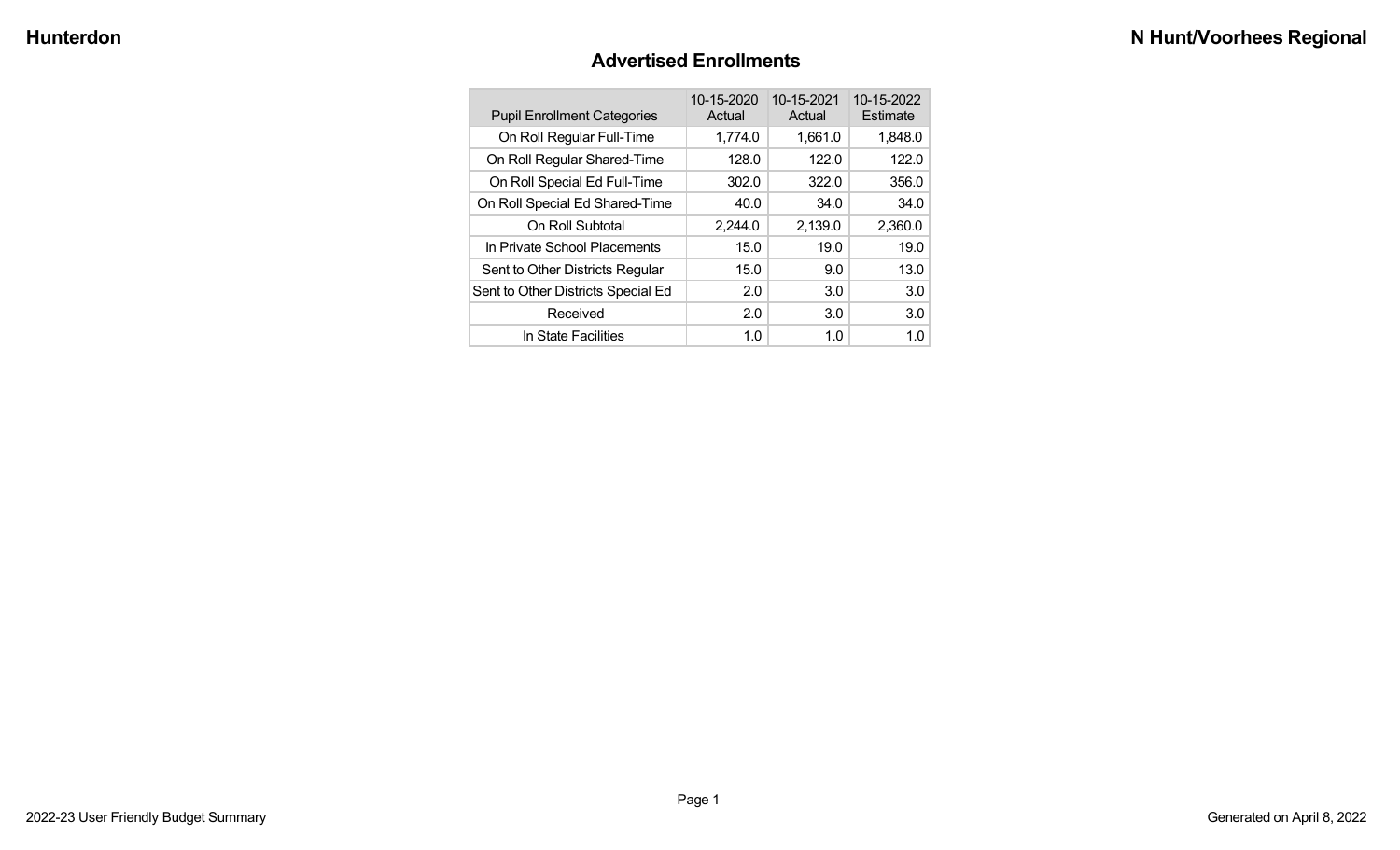## Advertised Enrollments

| Pupil Enrollment Categories | 10-15-2020 Actual | 10-15-2021 Actual | 10-15-2022 Estimate |
|---|---|---|---|
| On Roll Regular Full-Time | 1,774.0 | 1,661.0 | 1,848.0 |
| On Roll Regular Shared-Time | 128.0 | 122.0 | 122.0 |
| On Roll Special Ed Full-Time | 302.0 | 322.0 | 356.0 |
| On Roll Special Ed Shared-Time | 40.0 | 34.0 | 34.0 |
| On Roll Subtotal | 2,244.0 | 2,139.0 | 2,360.0 |
| In Private School Placements | 15.0 | 19.0 | 19.0 |
| Sent to Other Districts Regular | 15.0 | 9.0 | 13.0 |
| Sent to Other Districts Special Ed | 2.0 | 3.0 | 3.0 |
| Received | 2.0 | 3.0 | 3.0 |
| In State Facilities | 1.0 | 1.0 | 1.0 |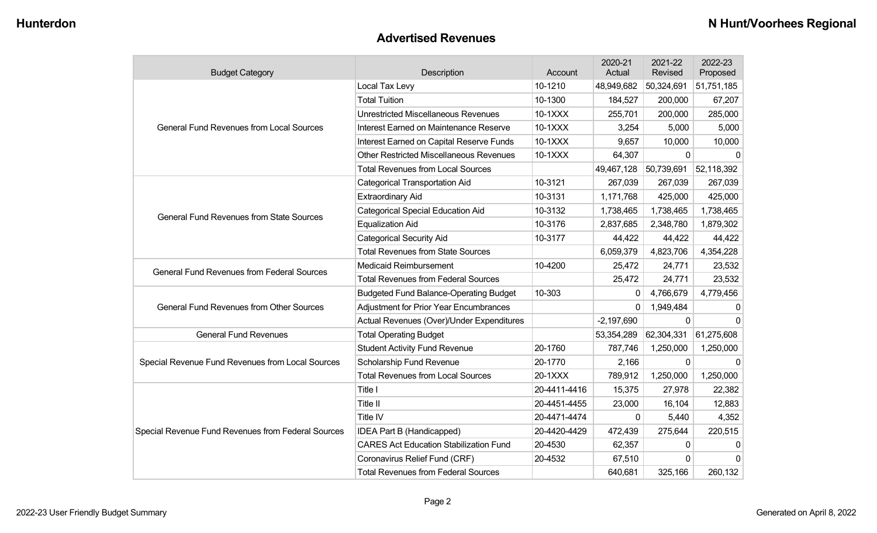## Advertised Revenues

| Budget Category | Description | Account | 2020-21 Actual | 2021-22 Revised | 2022-23 Proposed |
|---|---|---|---|---|---|
| General Fund Revenues from Local Sources | Local Tax Levy | 10-1210 | 48,949,682 | 50,324,691 | 51,751,185 |
| | Total Tuition | 10-1300 | 184,527 | 200,000 | 67,207 |
| | Unrestricted Miscellaneous Revenues | 10-1XXX | 255,701 | 200,000 | 285,000 |
| | Interest Earned on Maintenance Reserve | 10-1XXX | 3,254 | 5,000 | 5,000 |
| | Interest Earned on Capital Reserve Funds | 10-1XXX | 9,657 | 10,000 | 10,000 |
| | Other Restricted Miscellaneous Revenues | 10-1XXX | 64,307 | 0 | 0 |
| | Total Revenues from Local Sources | | 49,467,128 | 50,739,691 | 52,118,392 |
| General Fund Revenues from State Sources | Categorical Transportation Aid | 10-3121 | 267,039 | 267,039 | 267,039 |
| | Extraordinary Aid | 10-3131 | 1,171,768 | 425,000 | 425,000 |
| | Categorical Special Education Aid | 10-3132 | 1,738,465 | 1,738,465 | 1,738,465 |
| | Equalization Aid | 10-3176 | 2,837,685 | 2,348,780 | 1,879,302 |
| | Categorical Security Aid | 10-3177 | 44,422 | 44,422 | 44,422 |
| | Total Revenues from State Sources | | 6,059,379 | 4,823,706 | 4,354,228 |
| General Fund Revenues from Federal Sources | Medicaid Reimbursement | 10-4200 | 25,472 | 24,771 | 23,532 |
| | Total Revenues from Federal Sources | | 25,472 | 24,771 | 23,532 |
| General Fund Revenues from Other Sources | Budgeted Fund Balance-Operating Budget | 10-303 | 0 | 4,766,679 | 4,779,456 |
| | Adjustment for Prior Year Encumbrances | | 0 | 1,949,484 | 0 |
| | Actual Revenues (Over)/Under Expenditures | | -2,197,690 | 0 | 0 |
| General Fund Revenues | Total Operating Budget | | 53,354,289 | 62,304,331 | 61,275,608 |
| Special Revenue Fund Revenues from Local Sources | Student Activity Fund Revenue | 20-1760 | 787,746 | 1,250,000 | 1,250,000 |
| | Scholarship Fund Revenue | 20-1770 | 2,166 | 0 | 0 |
| | Total Revenues from Local Sources | 20-1XXX | 789,912 | 1,250,000 | 1,250,000 |
| Special Revenue Fund Revenues from Federal Sources | Title I | 20-4411-4416 | 15,375 | 27,978 | 22,382 |
| | Title II | 20-4451-4455 | 23,000 | 16,104 | 12,883 |
| | Title IV | 20-4471-4474 | 0 | 5,440 | 4,352 |
| | IDEA Part B (Handicapped) | 20-4420-4429 | 472,439 | 275,644 | 220,515 |
| | CARES Act Education Stabilization Fund | 20-4530 | 62,357 | 0 | 0 |
| | Coronavirus Relief Fund (CRF) | 20-4532 | 67,510 | 0 | 0 |
| | Total Revenues from Federal Sources | | 640,681 | 325,166 | 260,132 |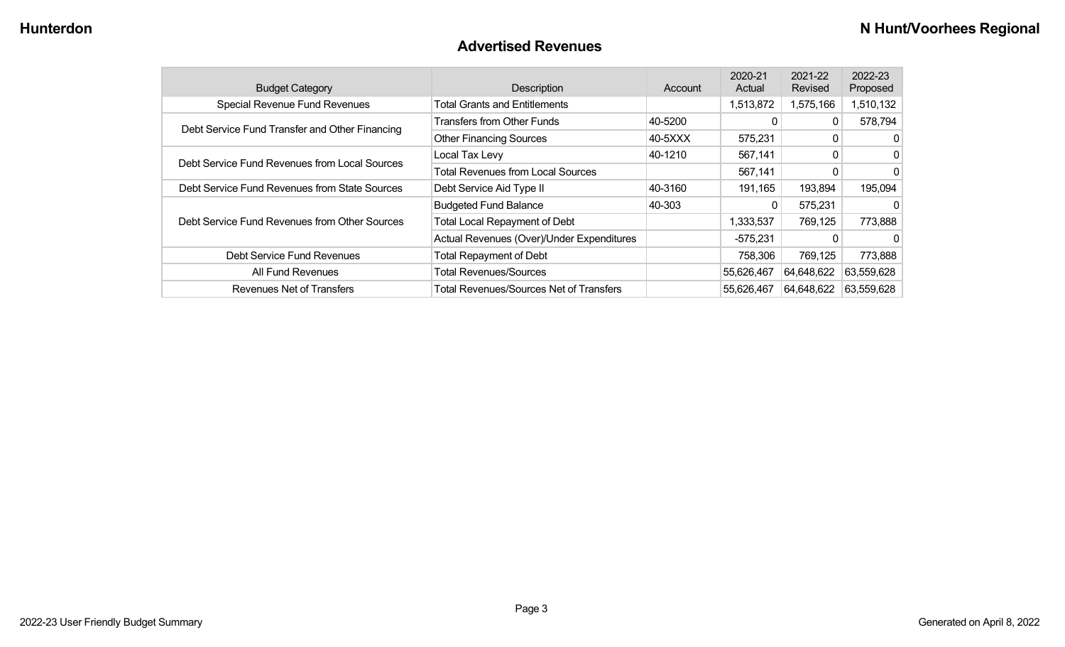## Advertised Revenues

| Budget Category | Description | Account | 2020-21 Actual | 2021-22 Revised | 2022-23 Proposed |
|---|---|---|---|---|---|
| Special Revenue Fund Revenues | Total Grants and Entitlements | | 1,513,872 | 1,575,166 | 1,510,132 |
| Debt Service Fund Transfer and Other Financing | Transfers from Other Funds | 40-5200 | 0 | 0 | 578,794 |
| | Other Financing Sources | 40-5XXX | 575,231 | 0 | 0 |
| Debt Service Fund Revenues from Local Sources | Local Tax Levy | 40-1210 | 567,141 | 0 | 0 |
| | Total Revenues from Local Sources | | 567,141 | 0 | 0 |
| Debt Service Fund Revenues from State Sources | Debt Service Aid Type II | 40-3160 | 191,165 | 193,894 | 195,094 |
| Debt Service Fund Revenues from Other Sources | Budgeted Fund Balance | 40-303 | 0 | 575,231 | 0 |
| | Total Local Repayment of Debt | | 1,333,537 | 769,125 | 773,888 |
| | Actual Revenues (Over)/Under Expenditures | | -575,231 | 0 | 0 |
| Debt Service Fund Revenues | Total Repayment of Debt | | 758,306 | 769,125 | 773,888 |
| All Fund Revenues | Total Revenues/Sources | | 55,626,467 | 64,648,622 | 63,559,628 |
| Revenues Net of Transfers | Total Revenues/Sources Net of Transfers | | 55,626,467 | 64,648,622 | 63,559,628 |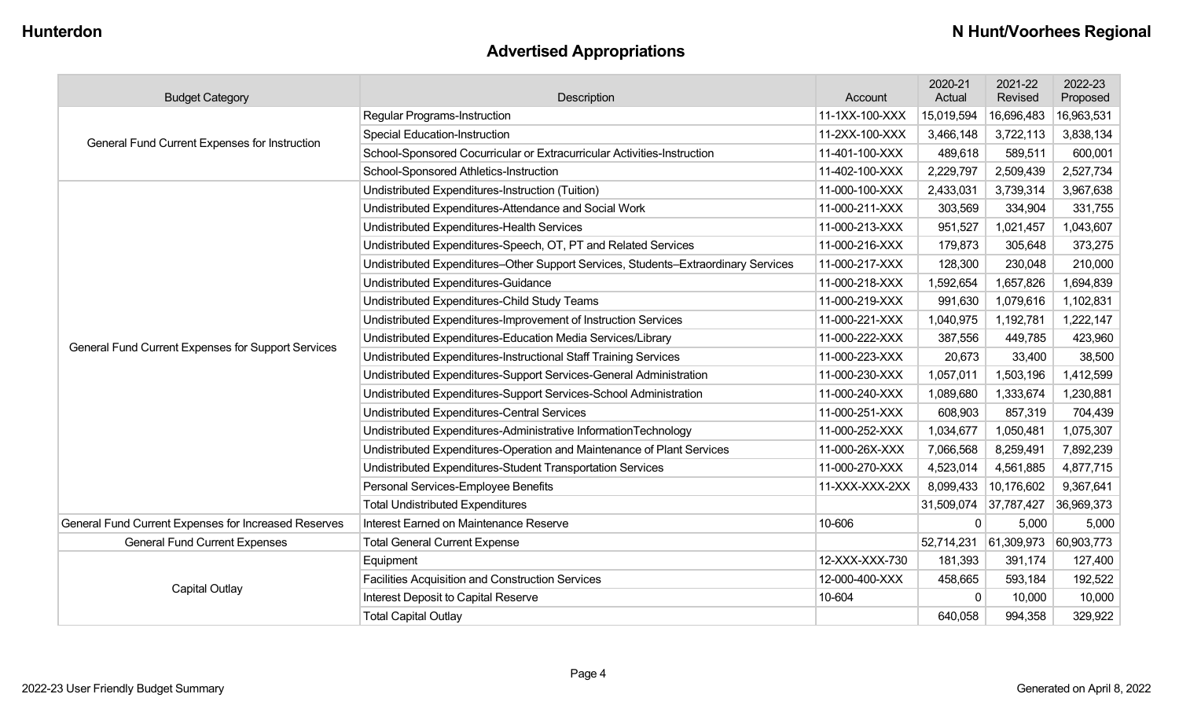Hunterdon

N Hunt/Voorhees Regional

## Advertised Appropriations

| Budget Category | Description | Account | 2020-21 Actual | 2021-22 Revised | 2022-23 Proposed |
|---|---|---|---|---|---|
| General Fund Current Expenses for Instruction | Regular Programs-Instruction | 11-1XX-100-XXX | 15,019,594 | 16,696,483 | 16,963,531 |
| | Special Education-Instruction | 11-2XX-100-XXX | 3,466,148 | 3,722,113 | 3,838,134 |
| | School-Sponsored Cocurricular or Extracurricular Activities-Instruction | 11-401-100-XXX | 489,618 | 589,511 | 600,001 |
| | School-Sponsored Athletics-Instruction | 11-402-100-XXX | 2,229,797 | 2,509,439 | 2,527,734 |
| General Fund Current Expenses for Support Services | Undistributed Expenditures-Instruction (Tuition) | 11-000-100-XXX | 2,433,031 | 3,739,314 | 3,967,638 |
| | Undistributed Expenditures-Attendance and Social Work | 11-000-211-XXX | 303,569 | 334,904 | 331,755 |
| | Undistributed Expenditures-Health Services | 11-000-213-XXX | 951,527 | 1,021,457 | 1,043,607 |
| | Undistributed Expenditures-Speech, OT, PT and Related Services | 11-000-216-XXX | 179,873 | 305,648 | 373,275 |
| | Undistributed Expenditures–Other Support Services, Students–Extraordinary Services | 11-000-217-XXX | 128,300 | 230,048 | 210,000 |
| | Undistributed Expenditures-Guidance | 11-000-218-XXX | 1,592,654 | 1,657,826 | 1,694,839 |
| | Undistributed Expenditures-Child Study Teams | 11-000-219-XXX | 991,630 | 1,079,616 | 1,102,831 |
| | Undistributed Expenditures-Improvement of Instruction Services | 11-000-221-XXX | 1,040,975 | 1,192,781 | 1,222,147 |
| | Undistributed Expenditures-Education Media Services/Library | 11-000-222-XXX | 387,556 | 449,785 | 423,960 |
| | Undistributed Expenditures-Instructional Staff Training Services | 11-000-223-XXX | 20,673 | 33,400 | 38,500 |
| | Undistributed Expenditures-Support Services-General Administration | 11-000-230-XXX | 1,057,011 | 1,503,196 | 1,412,599 |
| | Undistributed Expenditures-Support Services-School Administration | 11-000-240-XXX | 1,089,680 | 1,333,674 | 1,230,881 |
| | Undistributed Expenditures-Central Services | 11-000-251-XXX | 608,903 | 857,319 | 704,439 |
| | Undistributed Expenditures-Administrative InformationTechnology | 11-000-252-XXX | 1,034,677 | 1,050,481 | 1,075,307 |
| | Undistributed Expenditures-Operation and Maintenance of Plant Services | 11-000-26X-XXX | 7,066,568 | 8,259,491 | 7,892,239 |
| | Undistributed Expenditures-Student Transportation Services | 11-000-270-XXX | 4,523,014 | 4,561,885 | 4,877,715 |
| | Personal Services-Employee Benefits | 11-XXX-XXX-2XX | 8,099,433 | 10,176,602 | 9,367,641 |
| | Total Undistributed Expenditures | | 31,509,074 | 37,787,427 | 36,969,373 |
| General Fund Current Expenses for Increased Reserves | Interest Earned on Maintenance Reserve | 10-606 | 0 | 5,000 | 5,000 |
| General Fund Current Expenses | Total General Current Expense | | 52,714,231 | 61,309,973 | 60,903,773 |
| Capital Outlay | Equipment | 12-XXX-XXX-730 | 181,393 | 391,174 | 127,400 |
| | Facilities Acquisition and Construction Services | 12-000-400-XXX | 458,665 | 593,184 | 192,522 |
| | Interest Deposit to Capital Reserve | 10-604 | 0 | 10,000 | 10,000 |
| | Total Capital Outlay | | 640,058 | 994,358 | 329,922 |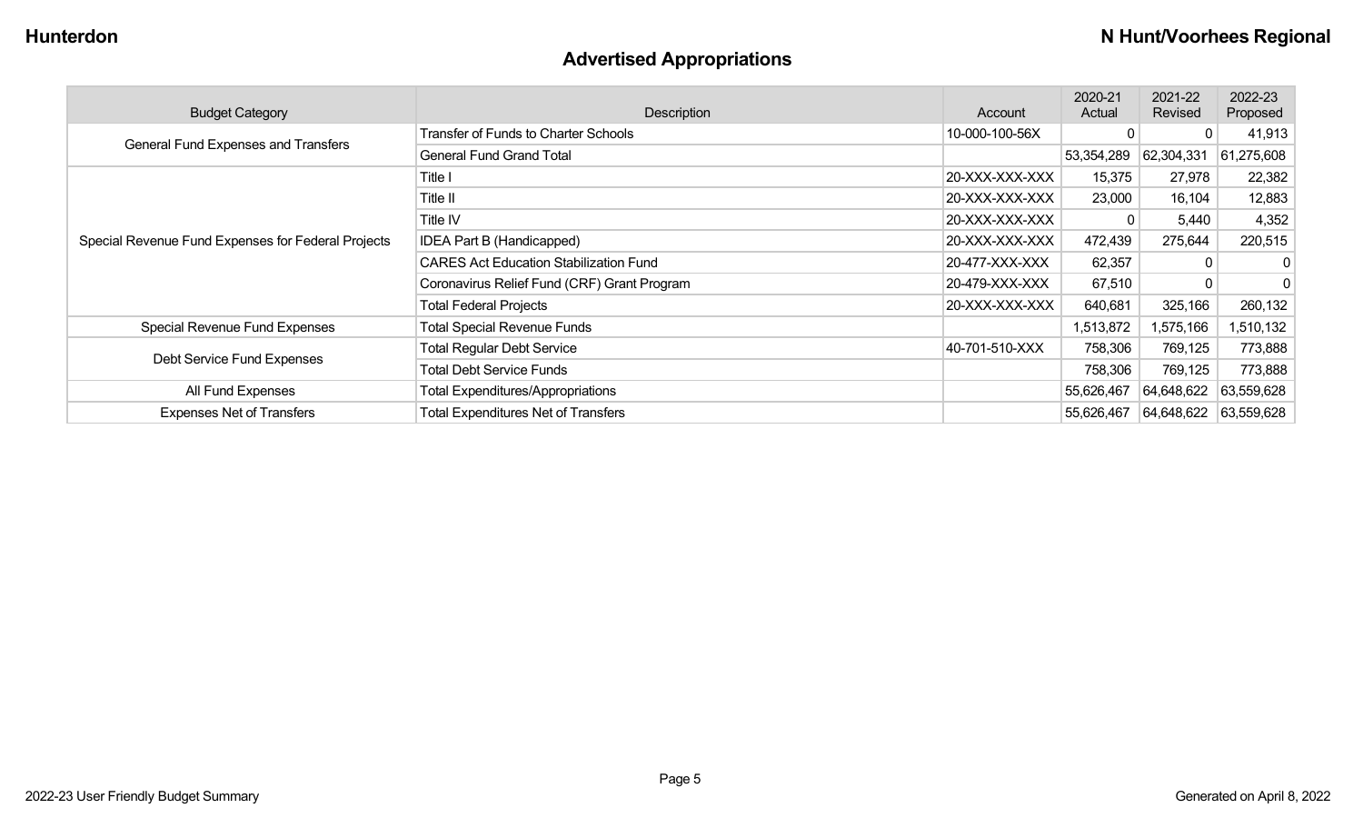## Advertised Appropriations

| Budget Category | Description | Account | 2020-21 Actual | 2021-22 Revised | 2022-23 Proposed |
|---|---|---|---|---|---|
| General Fund Expenses and Transfers | Transfer of Funds to Charter Schools | 10-000-100-56X | 0 | 0 | 41,913 |
| | General Fund Grand Total | | 53,354,289 | 62,304,331 | 61,275,608 |
| Special Revenue Fund Expenses for Federal Projects | Title I | 20-XXX-XXX-XXX | 15,375 | 27,978 | 22,382 |
| | Title II | 20-XXX-XXX-XXX | 23,000 | 16,104 | 12,883 |
| | Title IV | 20-XXX-XXX-XXX | 0 | 5,440 | 4,352 |
| | IDEA Part B (Handicapped) | 20-XXX-XXX-XXX | 472,439 | 275,644 | 220,515 |
| | CARES Act Education Stabilization Fund | 20-477-XXX-XXX | 62,357 | 0 | 0 |
| | Coronavirus Relief Fund (CRF) Grant Program | 20-479-XXX-XXX | 67,510 | 0 | 0 |
| | Total Federal Projects | 20-XXX-XXX-XXX | 640,681 | 325,166 | 260,132 |
| Special Revenue Fund Expenses | Total Special Revenue Funds | | 1,513,872 | 1,575,166 | 1,510,132 |
| Debt Service Fund Expenses | Total Regular Debt Service | 40-701-510-XXX | 758,306 | 769,125 | 773,888 |
| | Total Debt Service Funds | | 758,306 | 769,125 | 773,888 |
| All Fund Expenses | Total Expenditures/Appropriations | | 55,626,467 | 64,648,622 | 63,559,628 |
| Expenses Net of Transfers | Total Expenditures Net of Transfers | | 55,626,467 | 64,648,622 | 63,559,628 |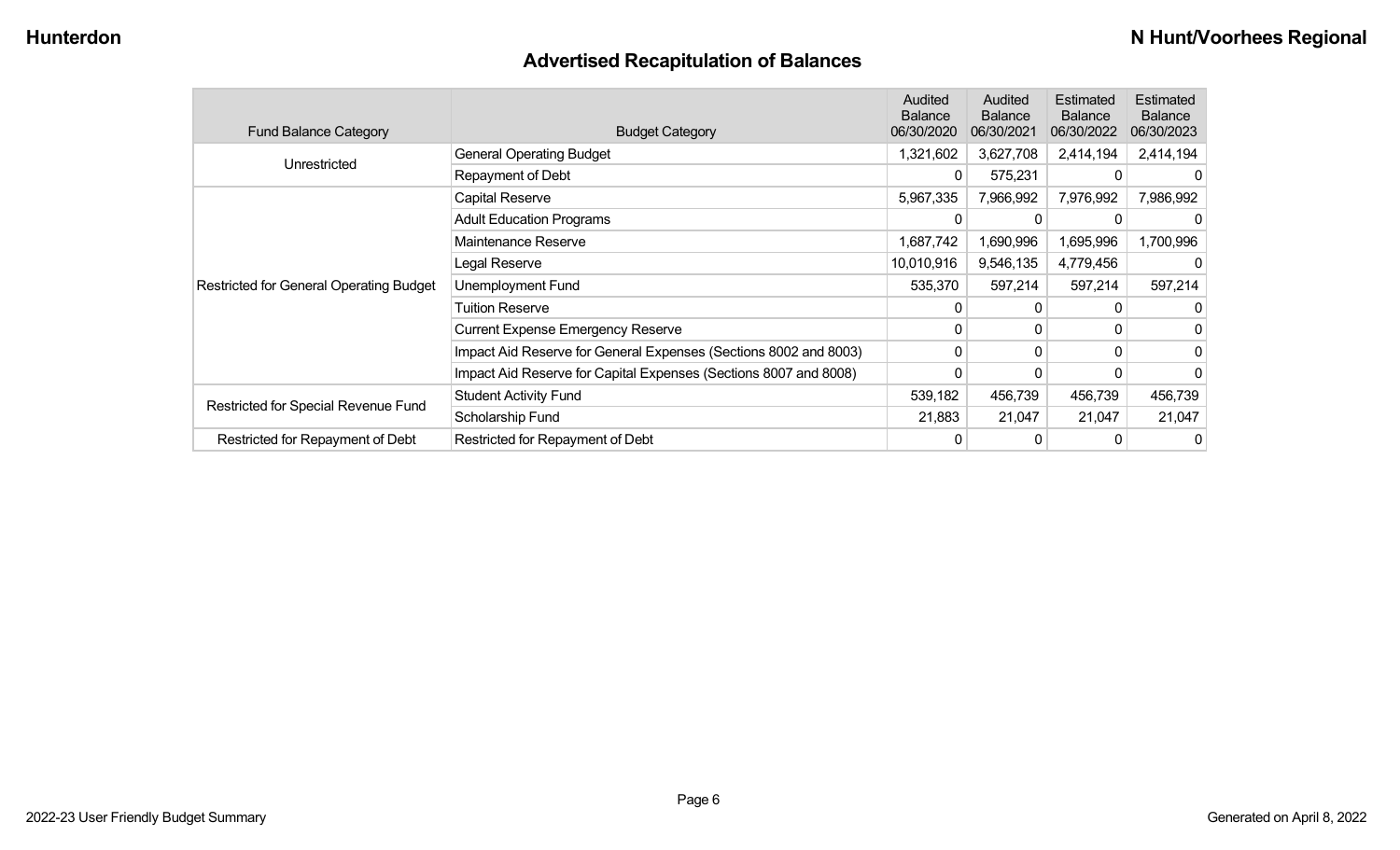## Advertised Recapitulation of Balances

| Fund Balance Category | Budget Category | Audited Balance 06/30/2020 | Audited Balance 06/30/2021 | Estimated Balance 06/30/2022 | Estimated Balance 06/30/2023 |
|---|---|---|---|---|---|
| Unrestricted | General Operating Budget | 1,321,602 | 3,627,708 | 2,414,194 | 2,414,194 |
| | Repayment of Debt | 0 | 575,231 | 0 | 0 |
| Restricted for General Operating Budget | Capital Reserve | 5,967,335 | 7,966,992 | 7,976,992 | 7,986,992 |
| | Adult Education Programs | 0 | 0 | 0 | 0 |
| | Maintenance Reserve | 1,687,742 | 1,690,996 | 1,695,996 | 1,700,996 |
| | Legal Reserve | 10,010,916 | 9,546,135 | 4,779,456 | 0 |
| | Unemployment Fund | 535,370 | 597,214 | 597,214 | 597,214 |
| | Tuition Reserve | 0 | 0 | 0 | 0 |
| | Current Expense Emergency Reserve | 0 | 0 | 0 | 0 |
| | Impact Aid Reserve for General Expenses (Sections 8002 and 8003) | 0 | 0 | 0 | 0 |
| | Impact Aid Reserve for Capital Expenses (Sections 8007 and 8008) | 0 | 0 | 0 | 0 |
| Restricted for Special Revenue Fund | Student Activity Fund | 539,182 | 456,739 | 456,739 | 456,739 |
| | Scholarship Fund | 21,883 | 21,047 | 21,047 | 21,047 |
| Restricted for Repayment of Debt | Restricted for Repayment of Debt | 0 | 0 | 0 | 0 |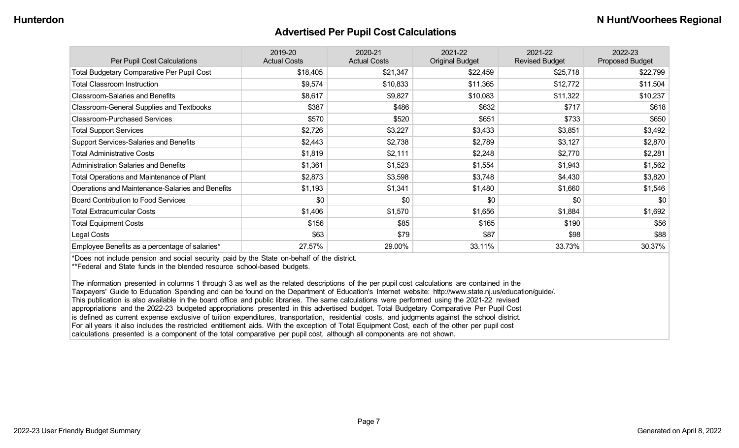## Advertised Per Pupil Cost Calculations

| Per Pupil Cost Calculations | 2019-20 Actual Costs | 2020-21 Actual Costs | 2021-22 Original Budget | 2021-22 Revised Budget | 2022-23 Proposed Budget |
|---|---|---|---|---|---|
| Total Budgetary Comparative Per Pupil Cost | $18,405 | $21,347 | $22,459 | $25,718 | $22,799 |
| Total Classroom Instruction | $9,574 | $10,833 | $11,365 | $12,772 | $11,504 |
| Classroom-Salaries and Benefits | $8,617 | $9,827 | $10,083 | $11,322 | $10,237 |
| Classroom-General Supplies and Textbooks | $387 | $486 | $632 | $717 | $618 |
| Classroom-Purchased Services | $570 | $520 | $651 | $733 | $650 |
| Total Support Services | $2,726 | $3,227 | $3,433 | $3,851 | $3,492 |
| Support Services-Salaries and Benefits | $2,443 | $2,738 | $2,789 | $3,127 | $2,870 |
| Total Administrative Costs | $1,819 | $2,111 | $2,248 | $2,770 | $2,281 |
| Administration Salaries and Benefits | $1,361 | $1,523 | $1,554 | $1,943 | $1,562 |
| Total Operations and Maintenance of Plant | $2,873 | $3,598 | $3,748 | $4,430 | $3,820 |
| Operations and Maintenance-Salaries and Benefits | $1,193 | $1,341 | $1,480 | $1,660 | $1,546 |
| Board Contribution to Food Services | $0 | $0 | $0 | $0 | $0 |
| Total Extracurricular Costs | $1,406 | $1,570 | $1,656 | $1,884 | $1,692 |
| Total Equipment Costs | $156 | $85 | $165 | $190 | $56 |
| Legal Costs | $63 | $79 | $87 | $98 | $88 |
| Employee Benefits as a percentage of salaries* | 27.57% | 29.00% | 33.11% | 33.73% | 30.37% |

*Does not include pension and social security paid by the State on-behalf of the district.

**Federal and State funds in the blended resource school-based budgets.

The information presented in columns 1 through 3 as well as the related descriptions of the per pupil cost calculations are contained in the Taxpayers' Guide to Education Spending and can be found on the Department of Education's Internet website: http://www.state.nj.us/education/guide/. This publication is also available in the board office and public libraries. The same calculations were performed using the 2021-22 revised appropriations and the 2022-23 budgeted appropriations presented in this advertised budget. Total Budgetary Comparative Per Pupil Cost is defined as current expense exclusive of tuition expenditures, transportation, residential costs, and judgments against the school district. For all years it also includes the restricted entitlement aids. With the exception of Total Equipment Cost, each of the other per pupil cost calculations presented is a component of the total comparative per pupil cost, although all components are not shown.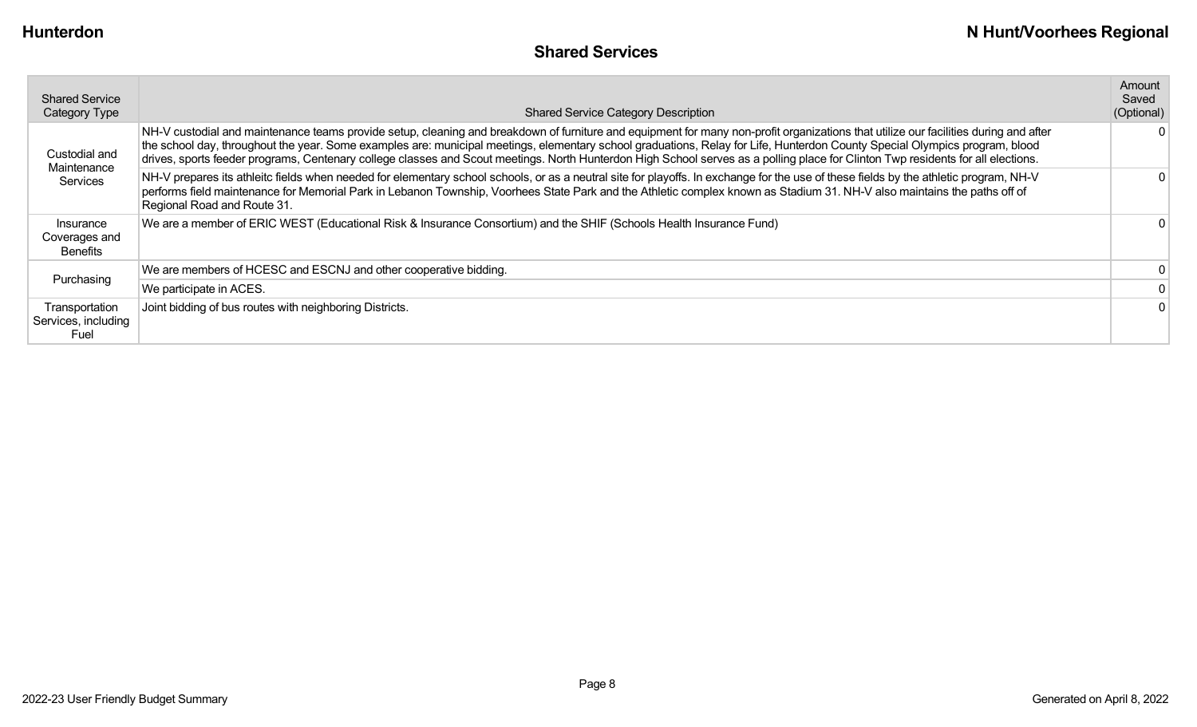## Shared Services

| Shared Service Category Type | Shared Service Category Description | Amount Saved (Optional) |
|---|---|---|
| Custodial and Maintenance Services | NH-V custodial and maintenance teams provide setup, cleaning and breakdown of furniture and equipment for many non-profit organizations that utilize our facilities during and after the school day, throughout the year. Some examples are: municipal meetings, elementary school graduations, Relay for Life, Hunterdon County Special Olympics program, blood drives, sports feeder programs, Centenary college classes and Scout meetings. North Hunterdon High School serves as a polling place for Clinton Twp residents for all elections. | 0 |
| | NH-V prepares its athleitc fields when needed for elementary school schools, or as a neutral site for playoffs. In exchange for the use of these fields by the athletic program, NH-V performs field maintenance for Memorial Park in Lebanon Township, Voorhees State Park and the Athletic complex known as Stadium 31. NH-V also maintains the paths off of Regional Road and Route 31. | 0 |
| Insurance Coverages and Benefits | We are a member of ERIC WEST (Educational Risk & Insurance Consortium) and the SHIF (Schools Health Insurance Fund) | 0 |
| Purchasing | We are members of HCESC and ESCNJ and other cooperative bidding. | 0 |
| | We participate in ACES. | 0 |
| Transportation Services, including Fuel | Joint bidding of bus routes with neighboring Districts. | 0 |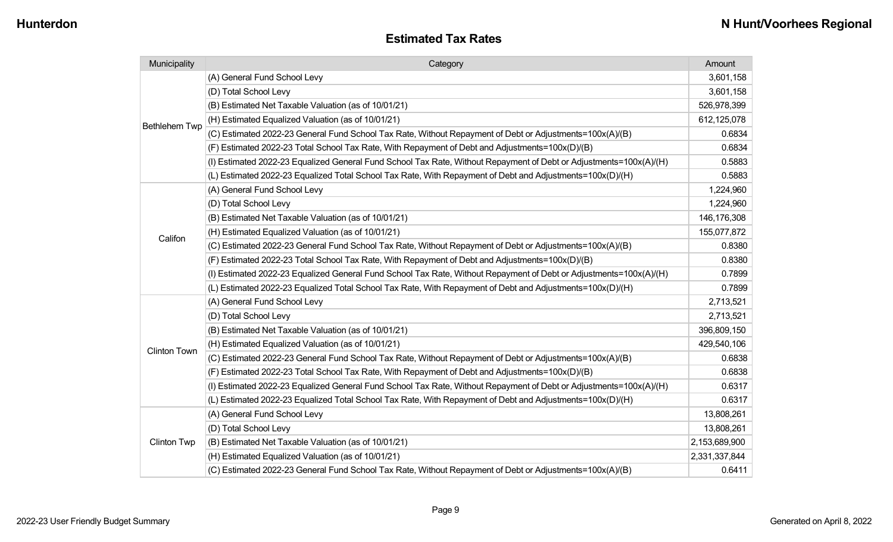## Estimated Tax Rates

| Municipality | Category | Amount |
|---|---|---|
| Bethlehem Twp | (A) General Fund School Levy | 3,601,158 |
| | (D) Total School Levy | 3,601,158 |
| | (B) Estimated Net Taxable Valuation (as of 10/01/21) | 526,978,399 |
| | (H) Estimated Equalized Valuation (as of 10/01/21) | 612,125,078 |
| | (C) Estimated 2022-23 General Fund School Tax Rate, Without Repayment of Debt or Adjustments=100x(A)/(B) | 0.6834 |
| | (F) Estimated 2022-23 Total School Tax Rate, With Repayment of Debt and Adjustments=100x(D)/(B) | 0.6834 |
| | (I) Estimated 2022-23 Equalized General Fund School Tax Rate, Without Repayment of Debt or Adjustments=100x(A)/(H) | 0.5883 |
| | (L) Estimated 2022-23 Equalized Total School Tax Rate, With Repayment of Debt and Adjustments=100x(D)/(H) | 0.5883 |
| Califon | (A) General Fund School Levy | 1,224,960 |
| | (D) Total School Levy | 1,224,960 |
| | (B) Estimated Net Taxable Valuation (as of 10/01/21) | 146,176,308 |
| | (H) Estimated Equalized Valuation (as of 10/01/21) | 155,077,872 |
| | (C) Estimated 2022-23 General Fund School Tax Rate, Without Repayment of Debt or Adjustments=100x(A)/(B) | 0.8380 |
| | (F) Estimated 2022-23 Total School Tax Rate, With Repayment of Debt and Adjustments=100x(D)/(B) | 0.8380 |
| | (I) Estimated 2022-23 Equalized General Fund School Tax Rate, Without Repayment of Debt or Adjustments=100x(A)/(H) | 0.7899 |
| | (L) Estimated 2022-23 Equalized Total School Tax Rate, With Repayment of Debt and Adjustments=100x(D)/(H) | 0.7899 |
| Clinton Town | (A) General Fund School Levy | 2,713,521 |
| | (D) Total School Levy | 2,713,521 |
| | (B) Estimated Net Taxable Valuation (as of 10/01/21) | 396,809,150 |
| | (H) Estimated Equalized Valuation (as of 10/01/21) | 429,540,106 |
| | (C) Estimated 2022-23 General Fund School Tax Rate, Without Repayment of Debt or Adjustments=100x(A)/(B) | 0.6838 |
| | (F) Estimated 2022-23 Total School Tax Rate, With Repayment of Debt and Adjustments=100x(D)/(B) | 0.6838 |
| | (I) Estimated 2022-23 Equalized General Fund School Tax Rate, Without Repayment of Debt or Adjustments=100x(A)/(H) | 0.6317 |
| | (L) Estimated 2022-23 Equalized Total School Tax Rate, With Repayment of Debt and Adjustments=100x(D)/(H) | 0.6317 |
| Clinton Twp | (A) General Fund School Levy | 13,808,261 |
| | (D) Total School Levy | 13,808,261 |
| | (B) Estimated Net Taxable Valuation (as of 10/01/21) | 2,153,689,900 |
| | (H) Estimated Equalized Valuation (as of 10/01/21) | 2,331,337,844 |
| | (C) Estimated 2022-23 General Fund School Tax Rate, Without Repayment of Debt or Adjustments=100x(A)/(B) | 0.6411 |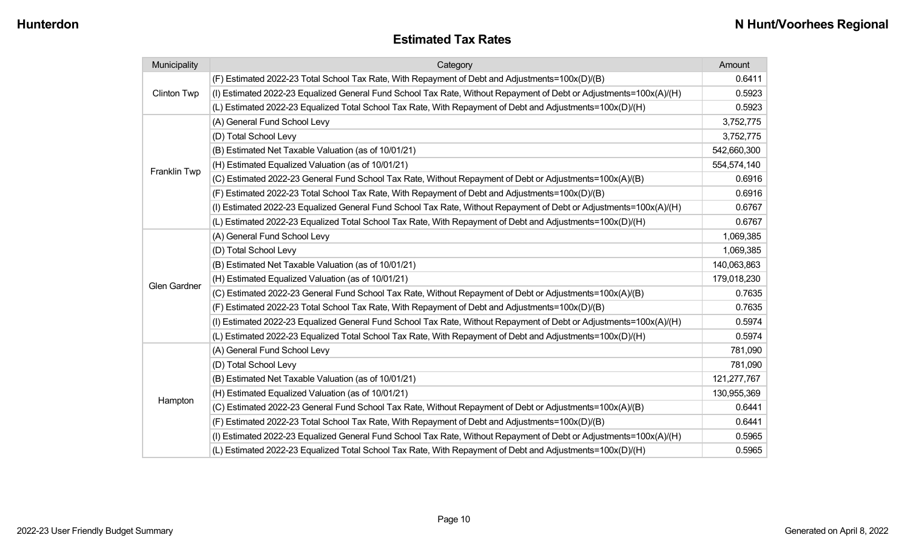## Estimated Tax Rates

| Municipality | Category | Amount |
|---|---|---|
| Clinton Twp | (F) Estimated 2022-23 Total School Tax Rate, With Repayment of Debt and Adjustments=100x(D)/(B) | 0.6411 |
| | (I) Estimated 2022-23 Equalized General Fund School Tax Rate, Without Repayment of Debt or Adjustments=100x(A)/(H) | 0.5923 |
| | (L) Estimated 2022-23 Equalized Total School Tax Rate, With Repayment of Debt and Adjustments=100x(D)/(H) | 0.5923 |
| Franklin Twp | (A) General Fund School Levy | 3,752,775 |
| | (D) Total School Levy | 3,752,775 |
| | (B) Estimated Net Taxable Valuation (as of 10/01/21) | 542,660,300 |
| | (H) Estimated Equalized Valuation (as of 10/01/21) | 554,574,140 |
| | (C) Estimated 2022-23 General Fund School Tax Rate, Without Repayment of Debt or Adjustments=100x(A)/(B) | 0.6916 |
| | (F) Estimated 2022-23 Total School Tax Rate, With Repayment of Debt and Adjustments=100x(D)/(B) | 0.6916 |
| | (I) Estimated 2022-23 Equalized General Fund School Tax Rate, Without Repayment of Debt or Adjustments=100x(A)/(H) | 0.6767 |
| | (L) Estimated 2022-23 Equalized Total School Tax Rate, With Repayment of Debt and Adjustments=100x(D)/(H) | 0.6767 |
| Glen Gardner | (A) General Fund School Levy | 1,069,385 |
| | (D) Total School Levy | 1,069,385 |
| | (B) Estimated Net Taxable Valuation (as of 10/01/21) | 140,063,863 |
| | (H) Estimated Equalized Valuation (as of 10/01/21) | 179,018,230 |
| | (C) Estimated 2022-23 General Fund School Tax Rate, Without Repayment of Debt or Adjustments=100x(A)/(B) | 0.7635 |
| | (F) Estimated 2022-23 Total School Tax Rate, With Repayment of Debt and Adjustments=100x(D)/(B) | 0.7635 |
| | (I) Estimated 2022-23 Equalized General Fund School Tax Rate, Without Repayment of Debt or Adjustments=100x(A)/(H) | 0.5974 |
| | (L) Estimated 2022-23 Equalized Total School Tax Rate, With Repayment of Debt and Adjustments=100x(D)/(H) | 0.5974 |
| Hampton | (A) General Fund School Levy | 781,090 |
| | (D) Total School Levy | 781,090 |
| | (B) Estimated Net Taxable Valuation (as of 10/01/21) | 121,277,767 |
| | (H) Estimated Equalized Valuation (as of 10/01/21) | 130,955,369 |
| | (C) Estimated 2022-23 General Fund School Tax Rate, Without Repayment of Debt or Adjustments=100x(A)/(B) | 0.6441 |
| | (F) Estimated 2022-23 Total School Tax Rate, With Repayment of Debt and Adjustments=100x(D)/(B) | 0.6441 |
| | (I) Estimated 2022-23 Equalized General Fund School Tax Rate, Without Repayment of Debt or Adjustments=100x(A)/(H) | 0.5965 |
| | (L) Estimated 2022-23 Equalized Total School Tax Rate, With Repayment of Debt and Adjustments=100x(D)/(H) | 0.5965 |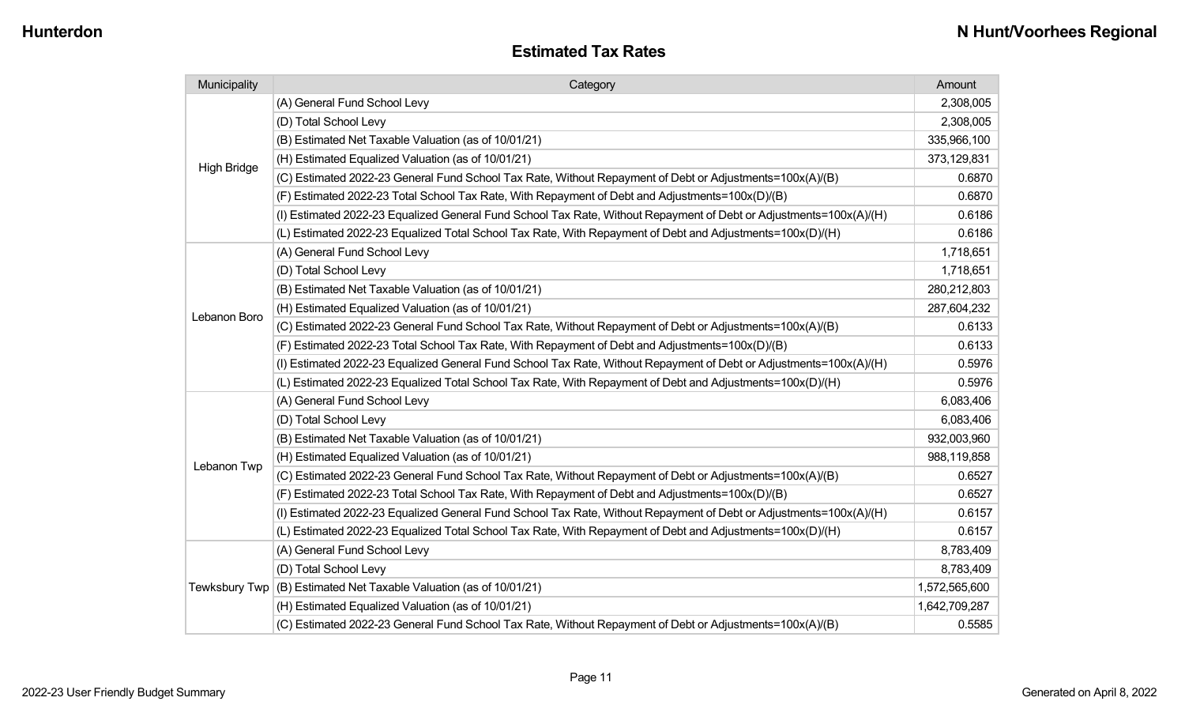## Estimated Tax Rates

| Municipality | Category | Amount |
|---|---|---|
| High Bridge | (A) General Fund School Levy | 2,308,005 |
| | (D) Total School Levy | 2,308,005 |
| | (B) Estimated Net Taxable Valuation (as of 10/01/21) | 335,966,100 |
| | (H) Estimated Equalized Valuation (as of 10/01/21) | 373,129,831 |
| | (C) Estimated 2022-23 General Fund School Tax Rate, Without Repayment of Debt or Adjustments=100x(A)/(B) | 0.6870 |
| | (F) Estimated 2022-23 Total School Tax Rate, With Repayment of Debt and Adjustments=100x(D)/(B) | 0.6870 |
| | (I) Estimated 2022-23 Equalized General Fund School Tax Rate, Without Repayment of Debt or Adjustments=100x(A)/(H) | 0.6186 |
| | (L) Estimated 2022-23 Equalized Total School Tax Rate, With Repayment of Debt and Adjustments=100x(D)/(H) | 0.6186 |
| Lebanon Boro | (A) General Fund School Levy | 1,718,651 |
| | (D) Total School Levy | 1,718,651 |
| | (B) Estimated Net Taxable Valuation (as of 10/01/21) | 280,212,803 |
| | (H) Estimated Equalized Valuation (as of 10/01/21) | 287,604,232 |
| | (C) Estimated 2022-23 General Fund School Tax Rate, Without Repayment of Debt or Adjustments=100x(A)/(B) | 0.6133 |
| | (F) Estimated 2022-23 Total School Tax Rate, With Repayment of Debt and Adjustments=100x(D)/(B) | 0.6133 |
| | (I) Estimated 2022-23 Equalized General Fund School Tax Rate, Without Repayment of Debt or Adjustments=100x(A)/(H) | 0.5976 |
| | (L) Estimated 2022-23 Equalized Total School Tax Rate, With Repayment of Debt and Adjustments=100x(D)/(H) | 0.5976 |
| Lebanon Twp | (A) General Fund School Levy | 6,083,406 |
| | (D) Total School Levy | 6,083,406 |
| | (B) Estimated Net Taxable Valuation (as of 10/01/21) | 932,003,960 |
| | (H) Estimated Equalized Valuation (as of 10/01/21) | 988,119,858 |
| | (C) Estimated 2022-23 General Fund School Tax Rate, Without Repayment of Debt or Adjustments=100x(A)/(B) | 0.6527 |
| | (F) Estimated 2022-23 Total School Tax Rate, With Repayment of Debt and Adjustments=100x(D)/(B) | 0.6527 |
| | (I) Estimated 2022-23 Equalized General Fund School Tax Rate, Without Repayment of Debt or Adjustments=100x(A)/(H) | 0.6157 |
| | (L) Estimated 2022-23 Equalized Total School Tax Rate, With Repayment of Debt and Adjustments=100x(D)/(H) | 0.6157 |
| Tewksbury Twp | (A) General Fund School Levy | 8,783,409 |
| | (D) Total School Levy | 8,783,409 |
| | (B) Estimated Net Taxable Valuation (as of 10/01/21) | 1,572,565,600 |
| | (H) Estimated Equalized Valuation (as of 10/01/21) | 1,642,709,287 |
| | (C) Estimated 2022-23 General Fund School Tax Rate, Without Repayment of Debt or Adjustments=100x(A)/(B) | 0.5585 |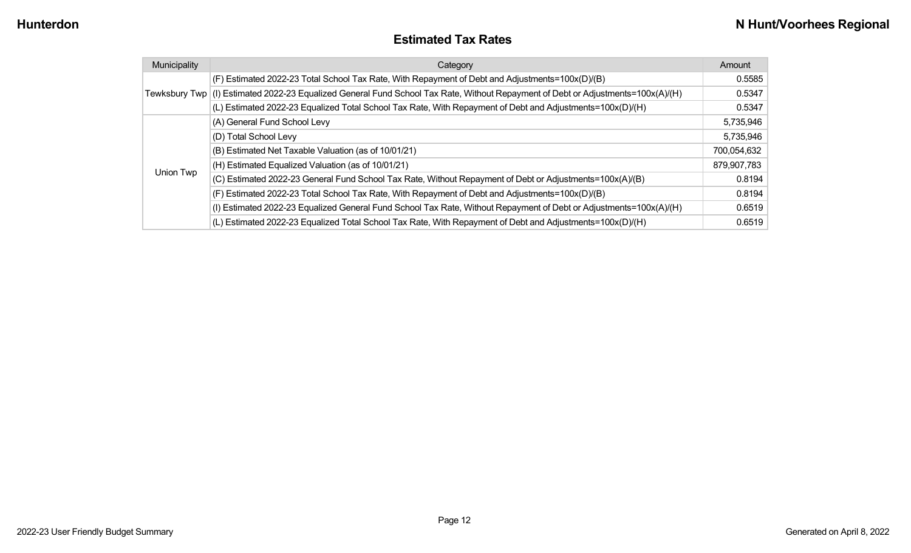## Estimated Tax Rates

| Municipality | Category | Amount |
| --- | --- | --- |
| Tewksbury Twp | (F) Estimated 2022-23 Total School Tax Rate, With Repayment of Debt and Adjustments=100x(D)/(B) | 0.5585 |
| | (I) Estimated 2022-23 Equalized General Fund School Tax Rate, Without Repayment of Debt or Adjustments=100x(A)/(H) | 0.5347 |
| | (L) Estimated 2022-23 Equalized Total School Tax Rate, With Repayment of Debt and Adjustments=100x(D)/(H) | 0.5347 |
| Union Twp | (A) General Fund School Levy | 5,735,946 |
| | (D) Total School Levy | 5,735,946 |
| | (B) Estimated Net Taxable Valuation (as of 10/01/21) | 700,054,632 |
| | (H) Estimated Equalized Valuation (as of 10/01/21) | 879,907,783 |
| | (C) Estimated 2022-23 General Fund School Tax Rate, Without Repayment of Debt or Adjustments=100x(A)/(B) | 0.8194 |
| | (F) Estimated 2022-23 Total School Tax Rate, With Repayment of Debt and Adjustments=100x(D)/(B) | 0.8194 |
| | (I) Estimated 2022-23 Equalized General Fund School Tax Rate, Without Repayment of Debt or Adjustments=100x(A)/(H) | 0.6519 |
| | (L) Estimated 2022-23 Equalized Total School Tax Rate, With Repayment of Debt and Adjustments=100x(D)/(H) | 0.6519 |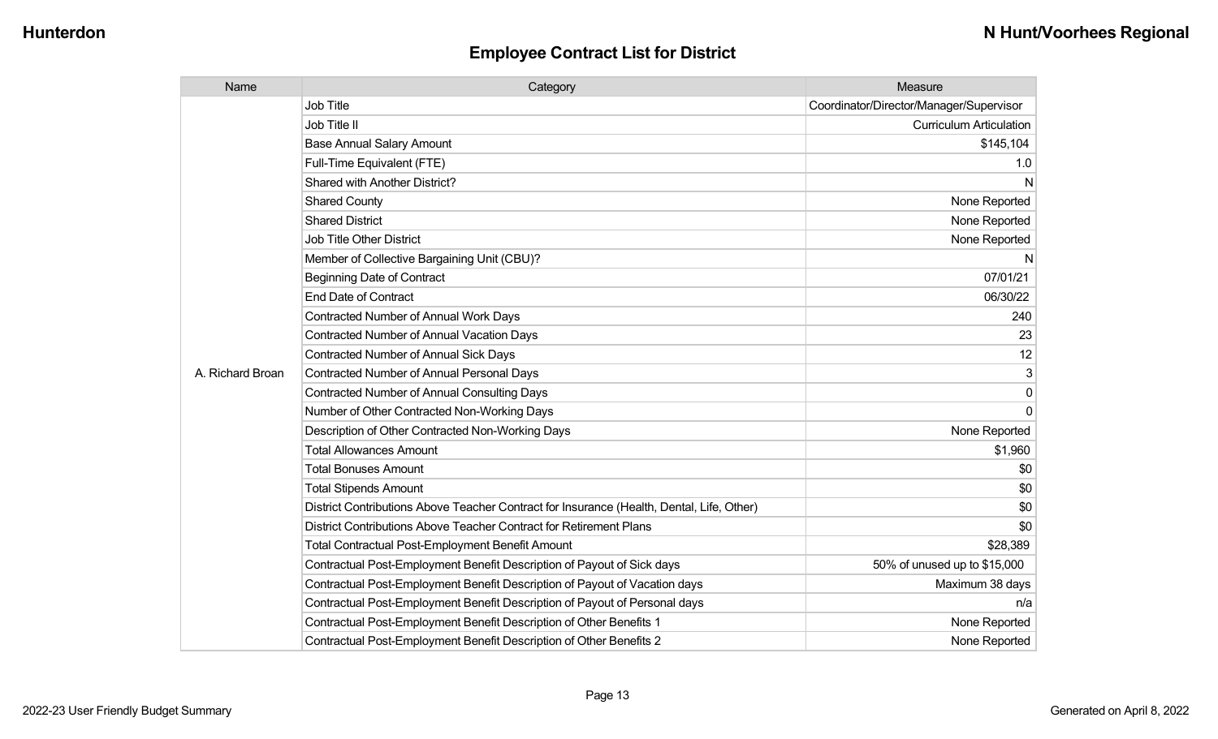## Employee Contract List for District

| Name | Category | Measure |
| --- | --- | --- |
| A. Richard Broan | Job Title | Coordinator/Director/Manager/Supervisor |
| | Job Title II | Curriculum Articulation |
| | Base Annual Salary Amount | $145,104 |
| | Full-Time Equivalent (FTE) | 1.0 |
| | Shared with Another District? | N |
| | Shared County | None Reported |
| | Shared District | None Reported |
| | Job Title Other District | None Reported |
| | Member of Collective Bargaining Unit (CBU)? | N |
| | Beginning Date of Contract | 07/01/21 |
| | End Date of Contract | 06/30/22 |
| | Contracted Number of Annual Work Days | 240 |
| | Contracted Number of Annual Vacation Days | 23 |
| | Contracted Number of Annual Sick Days | 12 |
| | Contracted Number of Annual Personal Days | 3 |
| | Contracted Number of Annual Consulting Days | 0 |
| | Number of Other Contracted Non-Working Days | 0 |
| | Description of Other Contracted Non-Working Days | None Reported |
| | Total Allowances Amount | $1,960 |
| | Total Bonuses Amount | $0 |
| | Total Stipends Amount | $0 |
| | District Contributions Above Teacher Contract for Insurance (Health, Dental, Life, Other) | $0 |
| | District Contributions Above Teacher Contract for Retirement Plans | $0 |
| | Total Contractual Post-Employment Benefit Amount | $28,389 |
| | Contractual Post-Employment Benefit Description of Payout of Sick days | 50% of unused up to $15,000 |
| | Contractual Post-Employment Benefit Description of Payout of Vacation days | Maximum 38 days |
| | Contractual Post-Employment Benefit Description of Payout of Personal days | n/a |
| | Contractual Post-Employment Benefit Description of Other Benefits 1 | None Reported |
| | Contractual Post-Employment Benefit Description of Other Benefits 2 | None Reported |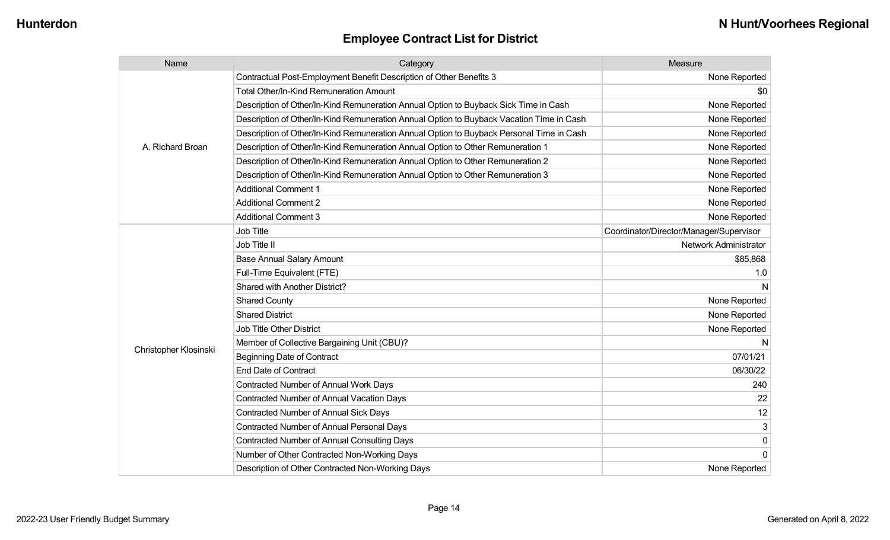## Employee Contract List for District

| Name | Category | Measure |
| --- | --- | --- |
| A. Richard Broan | Contractual Post-Employment Benefit Description of Other Benefits 3 | None Reported |
| | Total Other/In-Kind Remuneration Amount | $0 |
| | Description of Other/In-Kind Remuneration Annual Option to Buyback Sick Time in Cash | None Reported |
| | Description of Other/In-Kind Remuneration Annual Option to Buyback Vacation Time in Cash | None Reported |
| | Description of Other/In-Kind Remuneration Annual Option to Buyback Personal Time in Cash | None Reported |
| | Description of Other/In-Kind Remuneration Annual Option to Other Remuneration 1 | None Reported |
| | Description of Other/In-Kind Remuneration Annual Option to Other Remuneration 2 | None Reported |
| | Description of Other/In-Kind Remuneration Annual Option to Other Remuneration 3 | None Reported |
| | Additional Comment 1 | None Reported |
| | Additional Comment 2 | None Reported |
| | Additional Comment 3 | None Reported |
| Christopher Klosinski | Job Title | Coordinator/Director/Manager/Supervisor |
| | Job Title II | Network Administrator |
| | Base Annual Salary Amount | $85,868 |
| | Full-Time Equivalent (FTE) | 1.0 |
| | Shared with Another District? | N |
| | Shared County | None Reported |
| | Shared District | None Reported |
| | Job Title Other District | None Reported |
| | Member of Collective Bargaining Unit (CBU)? | N |
| | Beginning Date of Contract | 07/01/21 |
| | End Date of Contract | 06/30/22 |
| | Contracted Number of Annual Work Days | 240 |
| | Contracted Number of Annual Vacation Days | 22 |
| | Contracted Number of Annual Sick Days | 12 |
| | Contracted Number of Annual Personal Days | 3 |
| | Contracted Number of Annual Consulting Days | 0 |
| | Number of Other Contracted Non-Working Days | 0 |
| | Description of Other Contracted Non-Working Days | None Reported |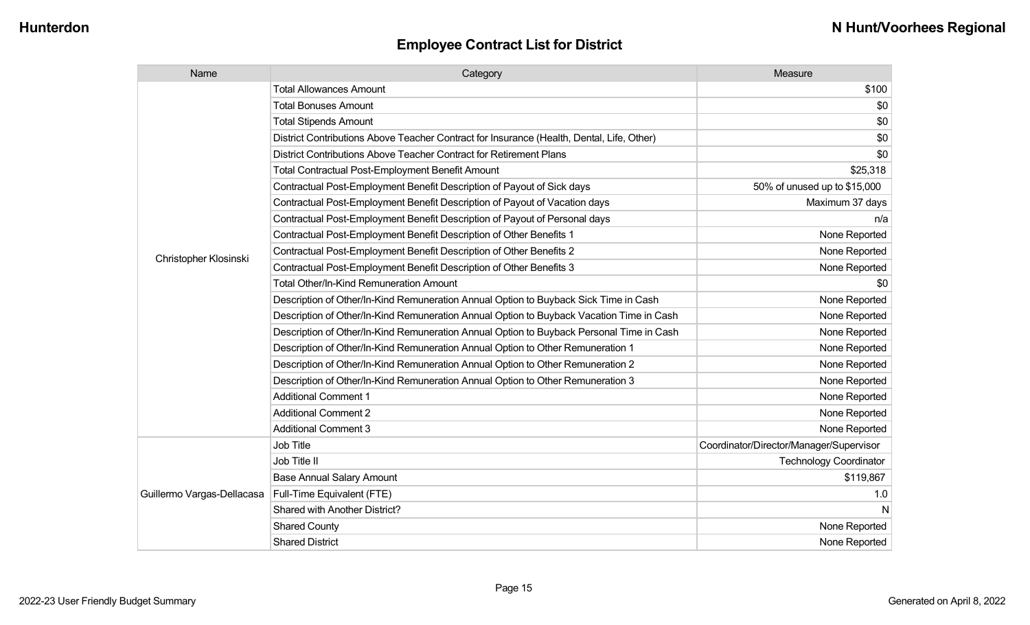## Employee Contract List for District

| Name | Category | Measure |
| --- | --- | --- |
| Christopher Klosinski | Total Allowances Amount | $100 |
| | Total Bonuses Amount | $0 |
| | Total Stipends Amount | $0 |
| | District Contributions Above Teacher Contract for Insurance (Health, Dental, Life, Other) | $0 |
| | District Contributions Above Teacher Contract for Retirement Plans | $0 |
| | Total Contractual Post-Employment Benefit Amount | $25,318 |
| | Contractual Post-Employment Benefit Description of Payout of Sick days | 50% of unused up to $15,000 |
| | Contractual Post-Employment Benefit Description of Payout of Vacation days | Maximum 37 days |
| | Contractual Post-Employment Benefit Description of Payout of Personal days | n/a |
| | Contractual Post-Employment Benefit Description of Other Benefits 1 | None Reported |
| | Contractual Post-Employment Benefit Description of Other Benefits 2 | None Reported |
| | Contractual Post-Employment Benefit Description of Other Benefits 3 | None Reported |
| | Total Other/In-Kind Remuneration Amount | $0 |
| | Description of Other/In-Kind Remuneration Annual Option to Buyback Sick Time in Cash | None Reported |
| | Description of Other/In-Kind Remuneration Annual Option to Buyback Vacation Time in Cash | None Reported |
| | Description of Other/In-Kind Remuneration Annual Option to Buyback Personal Time in Cash | None Reported |
| | Description of Other/In-Kind Remuneration Annual Option to Other Remuneration 1 | None Reported |
| | Description of Other/In-Kind Remuneration Annual Option to Other Remuneration 2 | None Reported |
| | Description of Other/In-Kind Remuneration Annual Option to Other Remuneration 3 | None Reported |
| | Additional Comment 1 | None Reported |
| | Additional Comment 2 | None Reported |
| | Additional Comment 3 | None Reported |
| Guillermo Vargas-Dellacasa | Job Title | Coordinator/Director/Manager/Supervisor |
| | Job Title II | Technology Coordinator |
| | Base Annual Salary Amount | $119,867 |
| | Full-Time Equivalent (FTE) | 1.0 |
| | Shared with Another District? | N |
| | Shared County | None Reported |
| | Shared District | None Reported |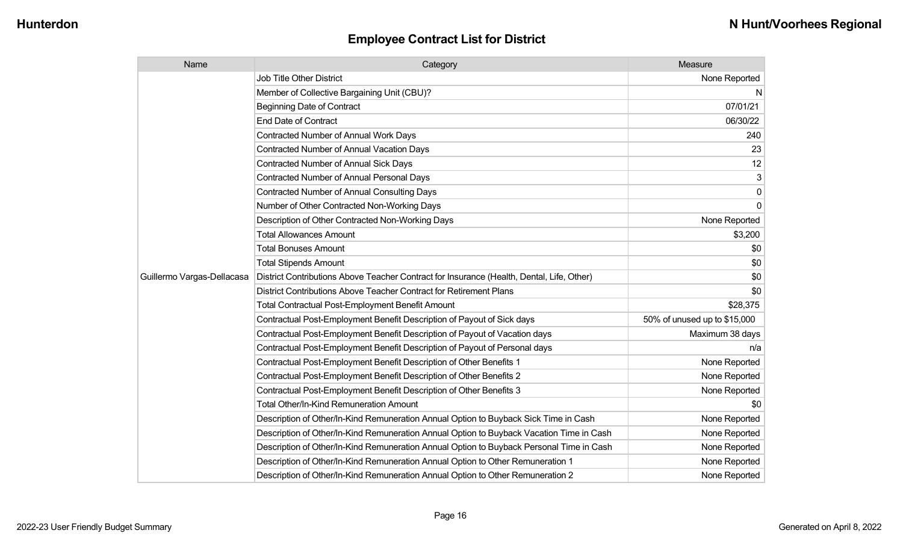## Employee Contract List for District

| Name | Category | Measure |
|---|---|---|
| Guillermo Vargas-Dellacasa | Job Title Other District | None Reported |
| | Member of Collective Bargaining Unit (CBU)? | N |
| | Beginning Date of Contract | 07/01/21 |
| | End Date of Contract | 06/30/22 |
| | Contracted Number of Annual Work Days | 240 |
| | Contracted Number of Annual Vacation Days | 23 |
| | Contracted Number of Annual Sick Days | 12 |
| | Contracted Number of Annual Personal Days | 3 |
| | Contracted Number of Annual Consulting Days | 0 |
| | Number of Other Contracted Non-Working Days | 0 |
| | Description of Other Contracted Non-Working Days | None Reported |
| | Total Allowances Amount | $3,200 |
| | Total Bonuses Amount | $0 |
| | Total Stipends Amount | $0 |
| | District Contributions Above Teacher Contract for Insurance (Health, Dental, Life, Other) | $0 |
| | District Contributions Above Teacher Contract for Retirement Plans | $0 |
| | Total Contractual Post-Employment Benefit Amount | $28,375 |
| | Contractual Post-Employment Benefit Description of Payout of Sick days | 50% of unused up to $15,000 |
| | Contractual Post-Employment Benefit Description of Payout of Vacation days | Maximum 38 days |
| | Contractual Post-Employment Benefit Description of Payout of Personal days | n/a |
| | Contractual Post-Employment Benefit Description of Other Benefits 1 | None Reported |
| | Contractual Post-Employment Benefit Description of Other Benefits 2 | None Reported |
| | Contractual Post-Employment Benefit Description of Other Benefits 3 | None Reported |
| | Total Other/In-Kind Remuneration Amount | $0 |
| | Description of Other/In-Kind Remuneration Annual Option to Buyback Sick Time in Cash | None Reported |
| | Description of Other/In-Kind Remuneration Annual Option to Buyback Vacation Time in Cash | None Reported |
| | Description of Other/In-Kind Remuneration Annual Option to Buyback Personal Time in Cash | None Reported |
| | Description of Other/In-Kind Remuneration Annual Option to Other Remuneration 1 | None Reported |
| | Description of Other/In-Kind Remuneration Annual Option to Other Remuneration 2 | None Reported |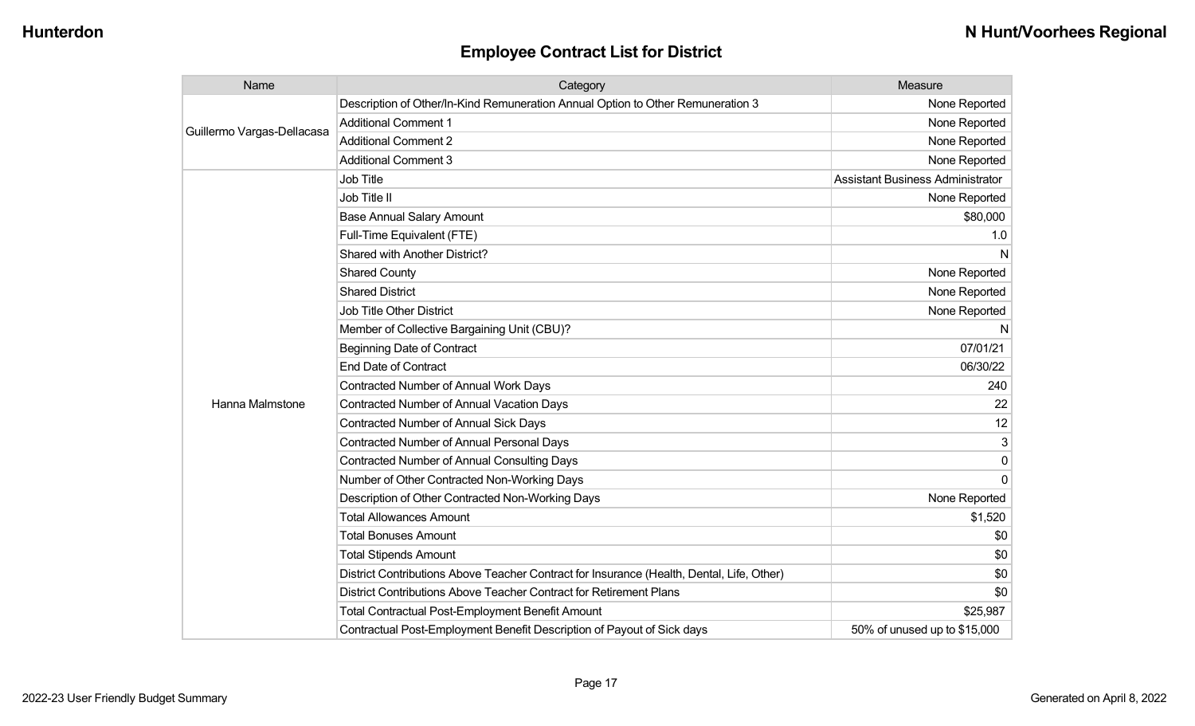## Employee Contract List for District

| Name | Category | Measure |
| --- | --- | --- |
| Guillermo Vargas-Dellacasa | Description of Other/In-Kind Remuneration Annual Option to Other Remuneration 3 | None Reported |
| | Additional Comment 1 | None Reported |
| | Additional Comment 2 | None Reported |
| | Additional Comment 3 | None Reported |
| Hanna Malmstone | Job Title | Assistant Business Administrator |
| | Job Title II | None Reported |
| | Base Annual Salary Amount | $80,000 |
| | Full-Time Equivalent (FTE) | 1.0 |
| | Shared with Another District? | N |
| | Shared County | None Reported |
| | Shared District | None Reported |
| | Job Title Other District | None Reported |
| | Member of Collective Bargaining Unit (CBU)? | N |
| | Beginning Date of Contract | 07/01/21 |
| | End Date of Contract | 06/30/22 |
| | Contracted Number of Annual Work Days | 240 |
| | Contracted Number of Annual Vacation Days | 22 |
| | Contracted Number of Annual Sick Days | 12 |
| | Contracted Number of Annual Personal Days | 3 |
| | Contracted Number of Annual Consulting Days | 0 |
| | Number of Other Contracted Non-Working Days | 0 |
| | Description of Other Contracted Non-Working Days | None Reported |
| | Total Allowances Amount | $1,520 |
| | Total Bonuses Amount | $0 |
| | Total Stipends Amount | $0 |
| | District Contributions Above Teacher Contract for Insurance (Health, Dental, Life, Other) | $0 |
| | District Contributions Above Teacher Contract for Retirement Plans | $0 |
| | Total Contractual Post-Employment Benefit Amount | $25,987 |
| | Contractual Post-Employment Benefit Description of Payout of Sick days | 50% of unused up to $15,000 |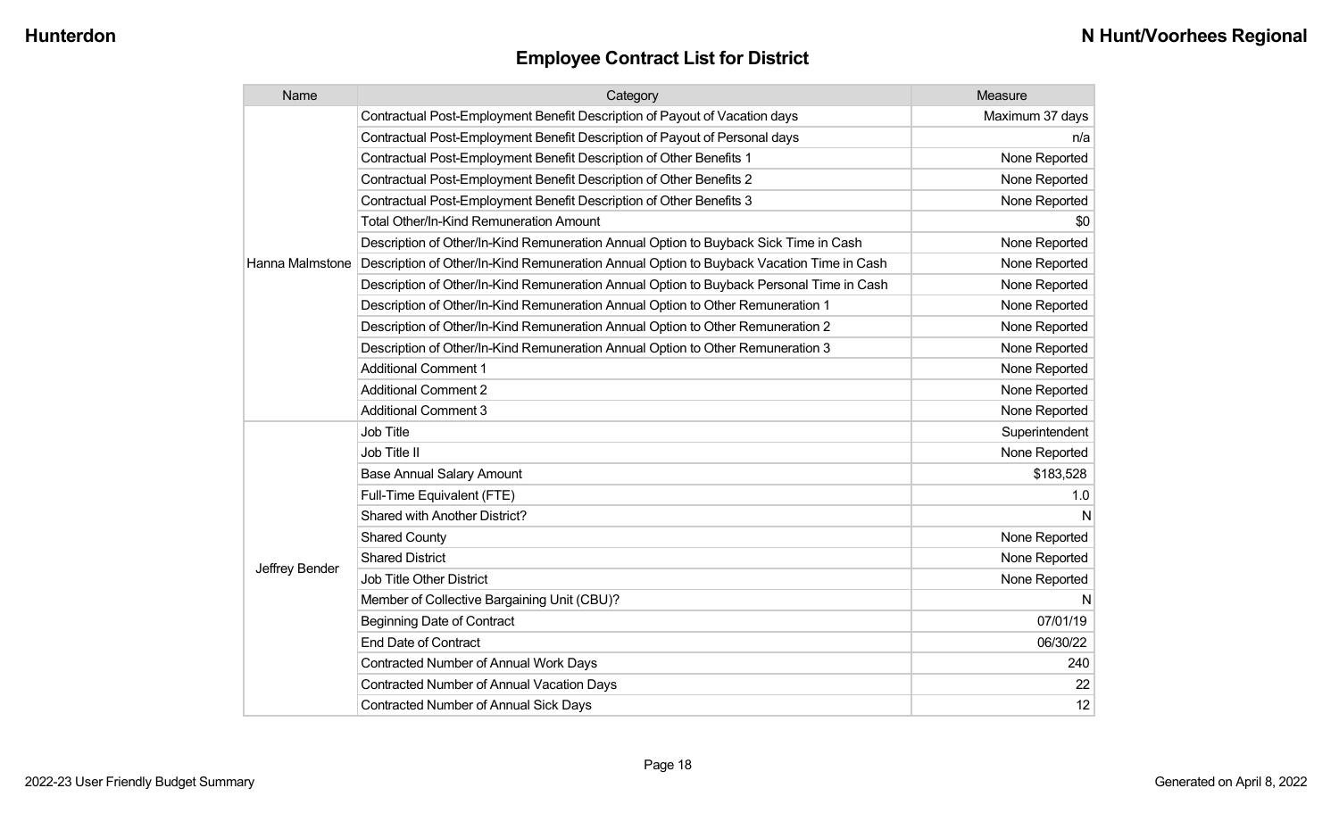## Employee Contract List for District

| Name | Category | Measure |
|---|---|---|
| Hanna Malmstone | Contractual Post-Employment Benefit Description of Payout of Vacation days | Maximum 37 days |
| | Contractual Post-Employment Benefit Description of Payout of Personal days | n/a |
| | Contractual Post-Employment Benefit Description of Other Benefits 1 | None Reported |
| | Contractual Post-Employment Benefit Description of Other Benefits 2 | None Reported |
| | Contractual Post-Employment Benefit Description of Other Benefits 3 | None Reported |
| | Total Other/In-Kind Remuneration Amount | $0 |
| | Description of Other/In-Kind Remuneration Annual Option to Buyback Sick Time in Cash | None Reported |
| | Description of Other/In-Kind Remuneration Annual Option to Buyback Vacation Time in Cash | None Reported |
| | Description of Other/In-Kind Remuneration Annual Option to Buyback Personal Time in Cash | None Reported |
| | Description of Other/In-Kind Remuneration Annual Option to Other Remuneration 1 | None Reported |
| | Description of Other/In-Kind Remuneration Annual Option to Other Remuneration 2 | None Reported |
| | Description of Other/In-Kind Remuneration Annual Option to Other Remuneration 3 | None Reported |
| | Additional Comment 1 | None Reported |
| | Additional Comment 2 | None Reported |
| | Additional Comment 3 | None Reported |
| Jeffrey Bender | Job Title | Superintendent |
| | Job Title II | None Reported |
| | Base Annual Salary Amount | $183,528 |
| | Full-Time Equivalent (FTE) | 1.0 |
| | Shared with Another District? | N |
| | Shared County | None Reported |
| | Shared District | None Reported |
| | Job Title Other District | None Reported |
| | Member of Collective Bargaining Unit (CBU)? | N |
| | Beginning Date of Contract | 07/01/19 |
| | End Date of Contract | 06/30/22 |
| | Contracted Number of Annual Work Days | 240 |
| | Contracted Number of Annual Vacation Days | 22 |
| | Contracted Number of Annual Sick Days | 12 |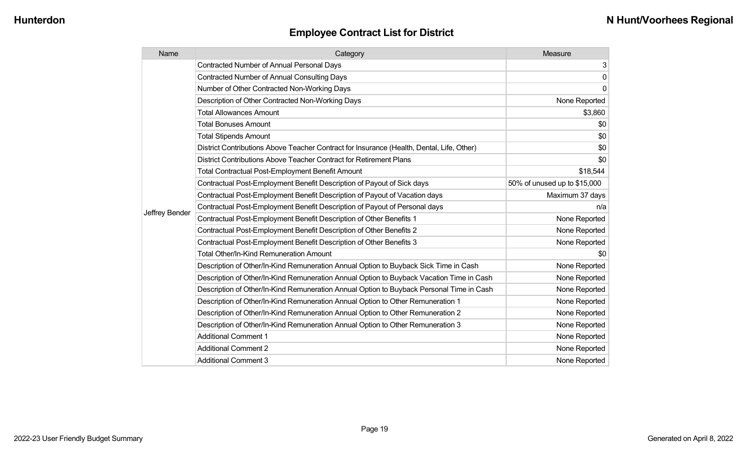## Employee Contract List for District

| Name | Category | Measure |
| --- | --- | --- |
| Jeffrey Bender | Contracted Number of Annual Personal Days | 3 |
| | Contracted Number of Annual Consulting Days | 0 |
| | Number of Other Contracted Non-Working Days | 0 |
| | Description of Other Contracted Non-Working Days | None Reported |
| | Total Allowances Amount | $3,860 |
| | Total Bonuses Amount | $0 |
| | Total Stipends Amount | $0 |
| | District Contributions Above Teacher Contract for Insurance (Health, Dental, Life, Other) | $0 |
| | District Contributions Above Teacher Contract for Retirement Plans | $0 |
| | Total Contractual Post-Employment Benefit Amount | $18,544 |
| | Contractual Post-Employment Benefit Description of Payout of Sick days | 50% of unused up to $15,000 |
| | Contractual Post-Employment Benefit Description of Payout of Vacation days | Maximum 37 days |
| | Contractual Post-Employment Benefit Description of Payout of Personal days | n/a |
| | Contractual Post-Employment Benefit Description of Other Benefits 1 | None Reported |
| | Contractual Post-Employment Benefit Description of Other Benefits 2 | None Reported |
| | Contractual Post-Employment Benefit Description of Other Benefits 3 | None Reported |
| | Total Other/In-Kind Remuneration Amount | $0 |
| | Description of Other/In-Kind Remuneration Annual Option to Buyback Sick Time in Cash | None Reported |
| | Description of Other/In-Kind Remuneration Annual Option to Buyback Vacation Time in Cash | None Reported |
| | Description of Other/In-Kind Remuneration Annual Option to Buyback Personal Time in Cash | None Reported |
| | Description of Other/In-Kind Remuneration Annual Option to Other Remuneration 1 | None Reported |
| | Description of Other/In-Kind Remuneration Annual Option to Other Remuneration 2 | None Reported |
| | Description of Other/In-Kind Remuneration Annual Option to Other Remuneration 3 | None Reported |
| | Additional Comment 1 | None Reported |
| | Additional Comment 2 | None Reported |
| | Additional Comment 3 | None Reported |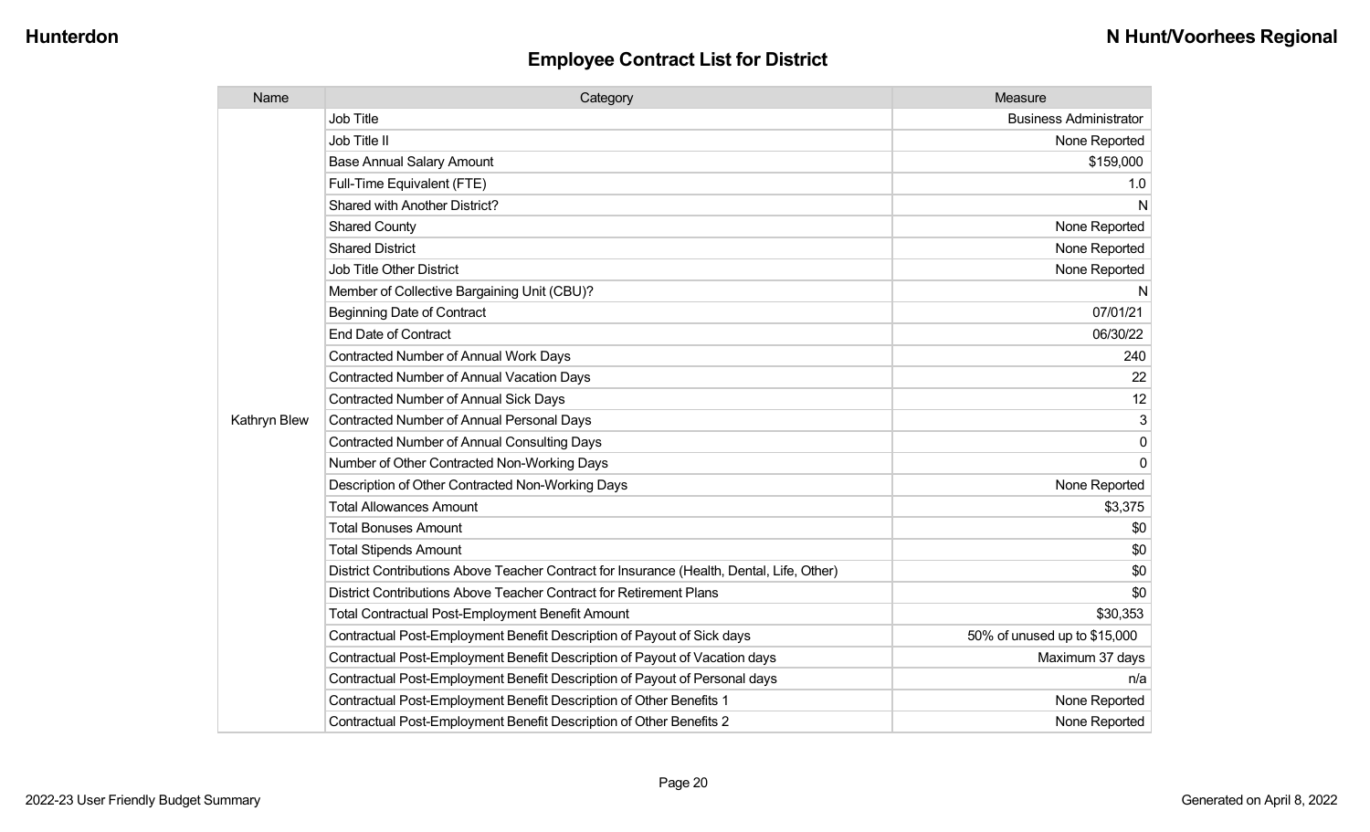## Employee Contract List for District

| Name | Category | Measure |
|---|---|---|
| Kathryn Blew | Job Title | Business Administrator |
| | Job Title II | None Reported |
| | Base Annual Salary Amount | $159,000 |
| | Full-Time Equivalent (FTE) | 1.0 |
| | Shared with Another District? | N |
| | Shared County | None Reported |
| | Shared District | None Reported |
| | Job Title Other District | None Reported |
| | Member of Collective Bargaining Unit (CBU)? | N |
| | Beginning Date of Contract | 07/01/21 |
| | End Date of Contract | 06/30/22 |
| | Contracted Number of Annual Work Days | 240 |
| | Contracted Number of Annual Vacation Days | 22 |
| | Contracted Number of Annual Sick Days | 12 |
| | Contracted Number of Annual Personal Days | 3 |
| | Contracted Number of Annual Consulting Days | 0 |
| | Number of Other Contracted Non-Working Days | 0 |
| | Description of Other Contracted Non-Working Days | None Reported |
| | Total Allowances Amount | $3,375 |
| | Total Bonuses Amount | $0 |
| | Total Stipends Amount | $0 |
| | District Contributions Above Teacher Contract for Insurance (Health, Dental, Life, Other) | $0 |
| | District Contributions Above Teacher Contract for Retirement Plans | $0 |
| | Total Contractual Post-Employment Benefit Amount | $30,353 |
| | Contractual Post-Employment Benefit Description of Payout of Sick days | 50% of unused up to $15,000 |
| | Contractual Post-Employment Benefit Description of Payout of Vacation days | Maximum 37 days |
| | Contractual Post-Employment Benefit Description of Payout of Personal days | n/a |
| | Contractual Post-Employment Benefit Description of Other Benefits 1 | None Reported |
| | Contractual Post-Employment Benefit Description of Other Benefits 2 | None Reported |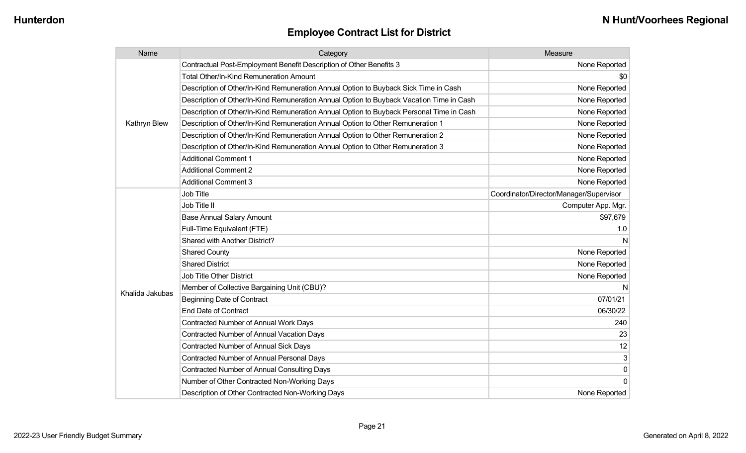## Employee Contract List for District

| Name | Category | Measure |
|---|---|---|
| Kathryn Blew | Contractual Post-Employment Benefit Description of Other Benefits 3 | None Reported |
| | Total Other/In-Kind Remuneration Amount | $0 |
| | Description of Other/In-Kind Remuneration Annual Option to Buyback Sick Time in Cash | None Reported |
| | Description of Other/In-Kind Remuneration Annual Option to Buyback Vacation Time in Cash | None Reported |
| | Description of Other/In-Kind Remuneration Annual Option to Buyback Personal Time in Cash | None Reported |
| | Description of Other/In-Kind Remuneration Annual Option to Other Remuneration 1 | None Reported |
| | Description of Other/In-Kind Remuneration Annual Option to Other Remuneration 2 | None Reported |
| | Description of Other/In-Kind Remuneration Annual Option to Other Remuneration 3 | None Reported |
| | Additional Comment 1 | None Reported |
| | Additional Comment 2 | None Reported |
| | Additional Comment 3 | None Reported |
| Khalida Jakubas | Job Title | Coordinator/Director/Manager/Supervisor |
| | Job Title II | Computer App. Mgr. |
| | Base Annual Salary Amount | $97,679 |
| | Full-Time Equivalent (FTE) | 1.0 |
| | Shared with Another District? | N |
| | Shared County | None Reported |
| | Shared District | None Reported |
| | Job Title Other District | None Reported |
| | Member of Collective Bargaining Unit (CBU)? | N |
| | Beginning Date of Contract | 07/01/21 |
| | End Date of Contract | 06/30/22 |
| | Contracted Number of Annual Work Days | 240 |
| | Contracted Number of Annual Vacation Days | 23 |
| | Contracted Number of Annual Sick Days | 12 |
| | Contracted Number of Annual Personal Days | 3 |
| | Contracted Number of Annual Consulting Days | 0 |
| | Number of Other Contracted Non-Working Days | 0 |
| | Description of Other Contracted Non-Working Days | None Reported |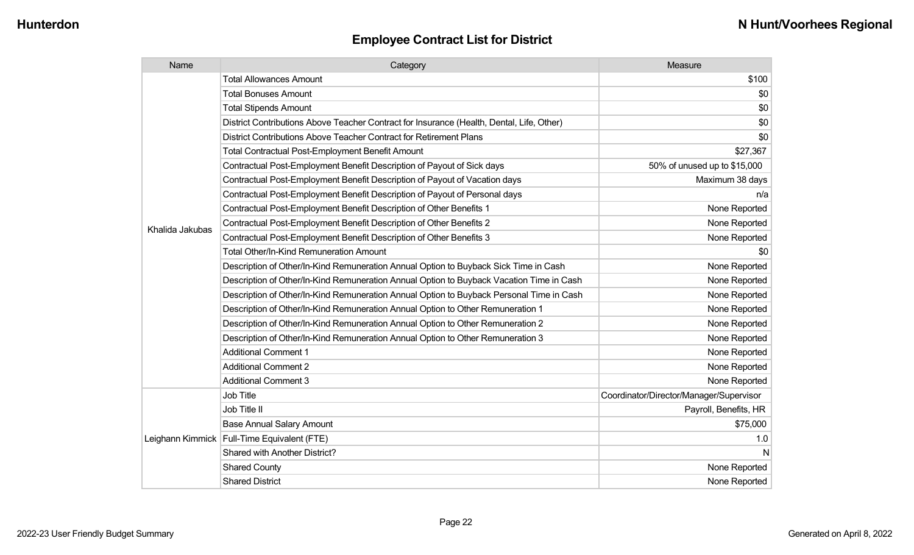## Employee Contract List for District

| Name | Category | Measure |
|---|---|---|
| Khalida Jakubas | Total Allowances Amount | $100 |
| | Total Bonuses Amount | $0 |
| | Total Stipends Amount | $0 |
| | District Contributions Above Teacher Contract for Insurance (Health, Dental, Life, Other) | $0 |
| | District Contributions Above Teacher Contract for Retirement Plans | $0 |
| | Total Contractual Post-Employment Benefit Amount | $27,367 |
| | Contractual Post-Employment Benefit Description of Payout of Sick days | 50% of unused up to $15,000 |
| | Contractual Post-Employment Benefit Description of Payout of Vacation days | Maximum 38 days |
| | Contractual Post-Employment Benefit Description of Payout of Personal days | n/a |
| | Contractual Post-Employment Benefit Description of Other Benefits 1 | None Reported |
| | Contractual Post-Employment Benefit Description of Other Benefits 2 | None Reported |
| | Contractual Post-Employment Benefit Description of Other Benefits 3 | None Reported |
| | Total Other/In-Kind Remuneration Amount | $0 |
| | Description of Other/In-Kind Remuneration Annual Option to Buyback Sick Time in Cash | None Reported |
| | Description of Other/In-Kind Remuneration Annual Option to Buyback Vacation Time in Cash | None Reported |
| | Description of Other/In-Kind Remuneration Annual Option to Buyback Personal Time in Cash | None Reported |
| | Description of Other/In-Kind Remuneration Annual Option to Other Remuneration 1 | None Reported |
| | Description of Other/In-Kind Remuneration Annual Option to Other Remuneration 2 | None Reported |
| | Description of Other/In-Kind Remuneration Annual Option to Other Remuneration 3 | None Reported |
| | Additional Comment 1 | None Reported |
| | Additional Comment 2 | None Reported |
| | Additional Comment 3 | None Reported |
| Leighann Kimmick | Job Title | Coordinator/Director/Manager/Supervisor |
| | Job Title II | Payroll, Benefits, HR |
| | Base Annual Salary Amount | $75,000 |
| | Full-Time Equivalent (FTE) | 1.0 |
| | Shared with Another District? | N |
| | Shared County | None Reported |
| | Shared District | None Reported |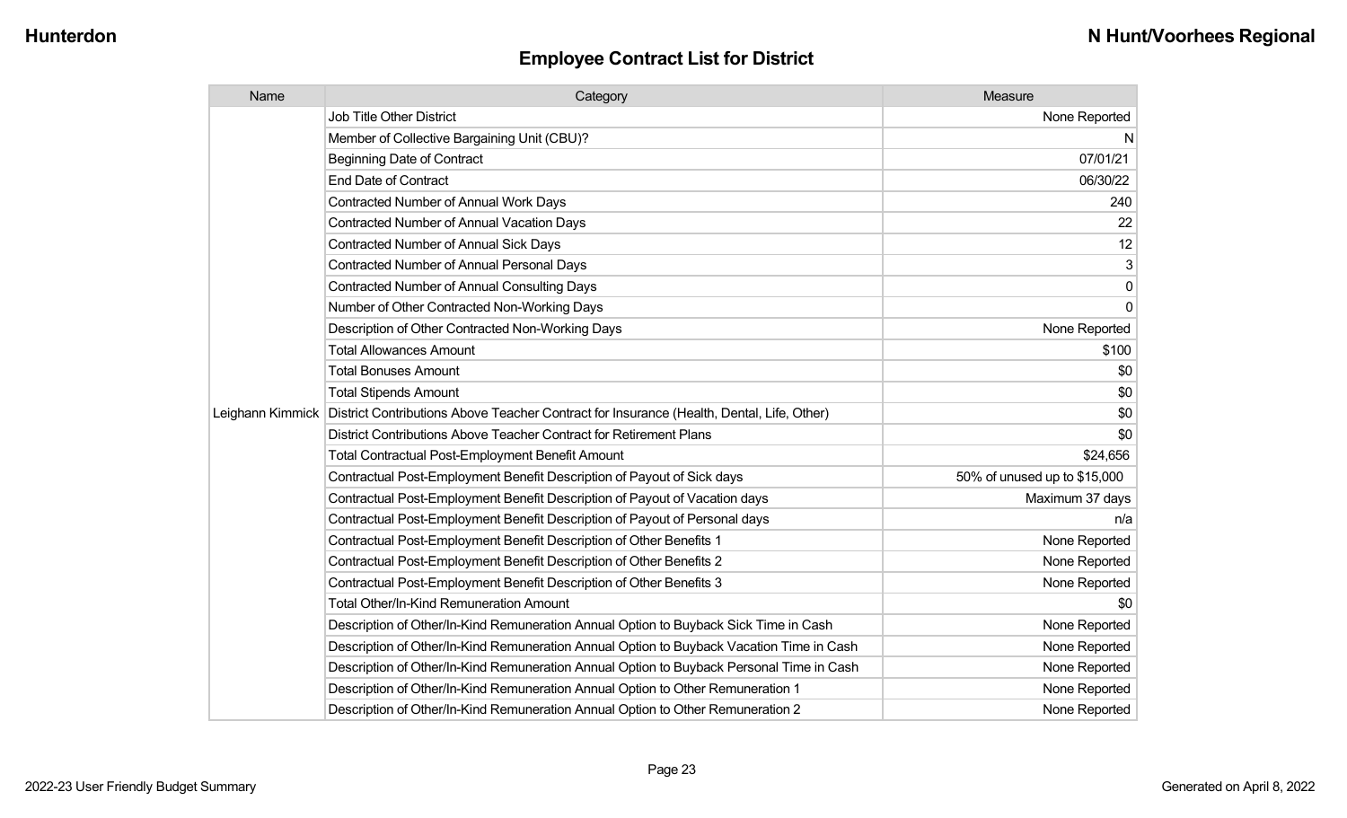## Employee Contract List for District

| Name | Category | Measure |
|---|---|---|
| Leighann Kimmick | Job Title Other District | None Reported |
| | Member of Collective Bargaining Unit (CBU)? | N |
| | Beginning Date of Contract | 07/01/21 |
| | End Date of Contract | 06/30/22 |
| | Contracted Number of Annual Work Days | 240 |
| | Contracted Number of Annual Vacation Days | 22 |
| | Contracted Number of Annual Sick Days | 12 |
| | Contracted Number of Annual Personal Days | 3 |
| | Contracted Number of Annual Consulting Days | 0 |
| | Number of Other Contracted Non-Working Days | 0 |
| | Description of Other Contracted Non-Working Days | None Reported |
| | Total Allowances Amount | $100 |
| | Total Bonuses Amount | $0 |
| | Total Stipends Amount | $0 |
| | District Contributions Above Teacher Contract for Insurance (Health, Dental, Life, Other) | $0 |
| | District Contributions Above Teacher Contract for Retirement Plans | $0 |
| | Total Contractual Post-Employment Benefit Amount | $24,656 |
| | Contractual Post-Employment Benefit Description of Payout of Sick days | 50% of unused up to $15,000 |
| | Contractual Post-Employment Benefit Description of Payout of Vacation days | Maximum 37 days |
| | Contractual Post-Employment Benefit Description of Payout of Personal days | n/a |
| | Contractual Post-Employment Benefit Description of Other Benefits 1 | None Reported |
| | Contractual Post-Employment Benefit Description of Other Benefits 2 | None Reported |
| | Contractual Post-Employment Benefit Description of Other Benefits 3 | None Reported |
| | Total Other/In-Kind Remuneration Amount | $0 |
| | Description of Other/In-Kind Remuneration Annual Option to Buyback Sick Time in Cash | None Reported |
| | Description of Other/In-Kind Remuneration Annual Option to Buyback Vacation Time in Cash | None Reported |
| | Description of Other/In-Kind Remuneration Annual Option to Buyback Personal Time in Cash | None Reported |
| | Description of Other/In-Kind Remuneration Annual Option to Other Remuneration 1 | None Reported |
| | Description of Other/In-Kind Remuneration Annual Option to Other Remuneration 2 | None Reported |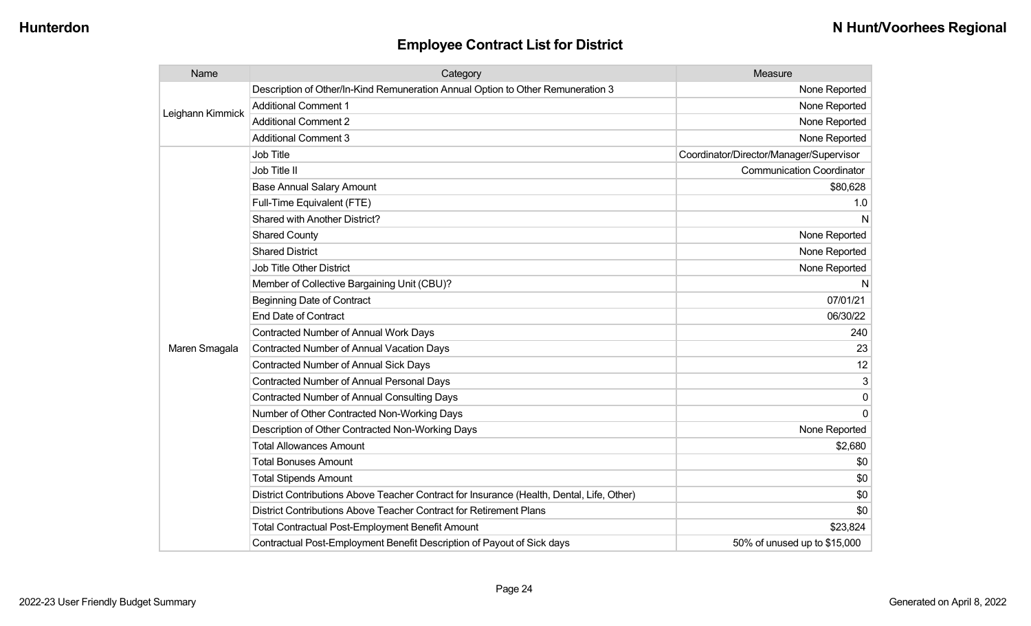## Employee Contract List for District

| Name | Category | Measure |
|---|---|---|
| Leighann Kimmick | Description of Other/In-Kind Remuneration Annual Option to Other Remuneration 3 | None Reported |
| | Additional Comment 1 | None Reported |
| | Additional Comment 2 | None Reported |
| | Additional Comment 3 | None Reported |
| Maren Smagala | Job Title | Coordinator/Director/Manager/Supervisor |
| | Job Title II | Communication Coordinator |
| | Base Annual Salary Amount | $80,628 |
| | Full-Time Equivalent (FTE) | 1.0 |
| | Shared with Another District? | N |
| | Shared County | None Reported |
| | Shared District | None Reported |
| | Job Title Other District | None Reported |
| | Member of Collective Bargaining Unit (CBU)? | N |
| | Beginning Date of Contract | 07/01/21 |
| | End Date of Contract | 06/30/22 |
| | Contracted Number of Annual Work Days | 240 |
| | Contracted Number of Annual Vacation Days | 23 |
| | Contracted Number of Annual Sick Days | 12 |
| | Contracted Number of Annual Personal Days | 3 |
| | Contracted Number of Annual Consulting Days | 0 |
| | Number of Other Contracted Non-Working Days | 0 |
| | Description of Other Contracted Non-Working Days | None Reported |
| | Total Allowances Amount | $2,680 |
| | Total Bonuses Amount | $0 |
| | Total Stipends Amount | $0 |
| | District Contributions Above Teacher Contract for Insurance (Health, Dental, Life, Other) | $0 |
| | District Contributions Above Teacher Contract for Retirement Plans | $0 |
| | Total Contractual Post-Employment Benefit Amount | $23,824 |
| | Contractual Post-Employment Benefit Description of Payout of Sick days | 50% of unused up to $15,000 |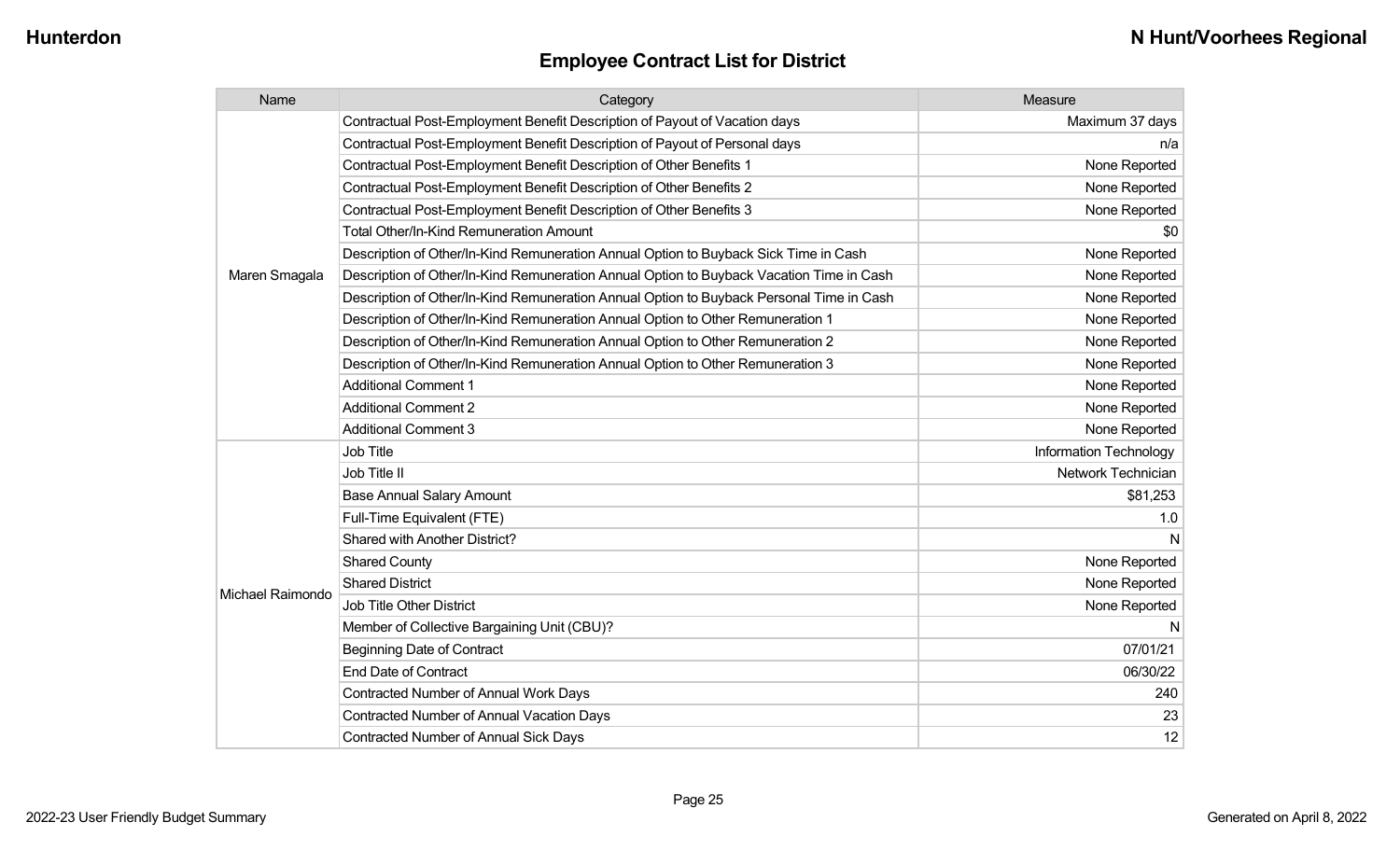## Employee Contract List for District

| Name | Category | Measure |
|---|---|---|
| Maren Smagala | Contractual Post-Employment Benefit Description of Payout of Vacation days | Maximum 37 days |
| | Contractual Post-Employment Benefit Description of Payout of Personal days | n/a |
| | Contractual Post-Employment Benefit Description of Other Benefits 1 | None Reported |
| | Contractual Post-Employment Benefit Description of Other Benefits 2 | None Reported |
| | Contractual Post-Employment Benefit Description of Other Benefits 3 | None Reported |
| | Total Other/In-Kind Remuneration Amount | $0 |
| | Description of Other/In-Kind Remuneration Annual Option to Buyback Sick Time in Cash | None Reported |
| | Description of Other/In-Kind Remuneration Annual Option to Buyback Vacation Time in Cash | None Reported |
| | Description of Other/In-Kind Remuneration Annual Option to Buyback Personal Time in Cash | None Reported |
| | Description of Other/In-Kind Remuneration Annual Option to Other Remuneration 1 | None Reported |
| | Description of Other/In-Kind Remuneration Annual Option to Other Remuneration 2 | None Reported |
| | Description of Other/In-Kind Remuneration Annual Option to Other Remuneration 3 | None Reported |
| | Additional Comment 1 | None Reported |
| | Additional Comment 2 | None Reported |
| | Additional Comment 3 | None Reported |
| Michael Raimondo | Job Title | Information Technology |
| | Job Title II | Network Technician |
| | Base Annual Salary Amount | $81,253 |
| | Full-Time Equivalent (FTE) | 1.0 |
| | Shared with Another District? | N |
| | Shared County | None Reported |
| | Shared District | None Reported |
| | Job Title Other District | None Reported |
| | Member of Collective Bargaining Unit (CBU)? | N |
| | Beginning Date of Contract | 07/01/21 |
| | End Date of Contract | 06/30/22 |
| | Contracted Number of Annual Work Days | 240 |
| | Contracted Number of Annual Vacation Days | 23 |
| | Contracted Number of Annual Sick Days | 12 |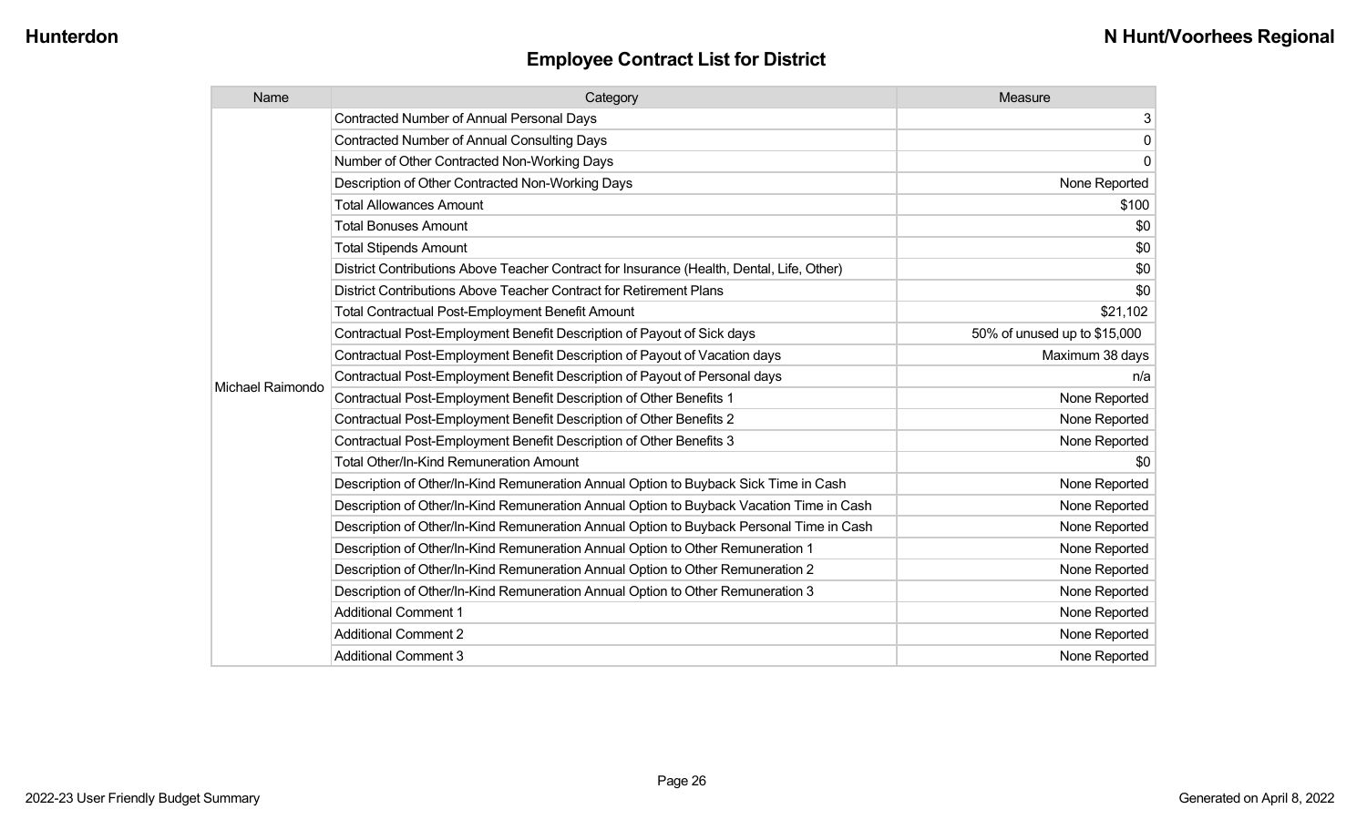Hunterdon

N Hunt/Voorhees Regional

## Employee Contract List for District

| Name | Category | Measure |
|---|---|---|
| Michael Raimondo | Contracted Number of Annual Personal Days | 3 |
| | Contracted Number of Annual Consulting Days | 0 |
| | Number of Other Contracted Non-Working Days | 0 |
| | Description of Other Contracted Non-Working Days | None Reported |
| | Total Allowances Amount | $100 |
| | Total Bonuses Amount | $0 |
| | Total Stipends Amount | $0 |
| | District Contributions Above Teacher Contract for Insurance (Health, Dental, Life, Other) | $0 |
| | District Contributions Above Teacher Contract for Retirement Plans | $0 |
| | Total Contractual Post-Employment Benefit Amount | $21,102 |
| | Contractual Post-Employment Benefit Description of Payout of Sick days | 50% of unused up to $15,000 |
| | Contractual Post-Employment Benefit Description of Payout of Vacation days | Maximum 38 days |
| | Contractual Post-Employment Benefit Description of Payout of Personal days | n/a |
| | Contractual Post-Employment Benefit Description of Other Benefits 1 | None Reported |
| | Contractual Post-Employment Benefit Description of Other Benefits 2 | None Reported |
| | Contractual Post-Employment Benefit Description of Other Benefits 3 | None Reported |
| | Total Other/In-Kind Remuneration Amount | $0 |
| | Description of Other/In-Kind Remuneration Annual Option to Buyback Sick Time in Cash | None Reported |
| | Description of Other/In-Kind Remuneration Annual Option to Buyback Vacation Time in Cash | None Reported |
| | Description of Other/In-Kind Remuneration Annual Option to Buyback Personal Time in Cash | None Reported |
| | Description of Other/In-Kind Remuneration Annual Option to Other Remuneration 1 | None Reported |
| | Description of Other/In-Kind Remuneration Annual Option to Other Remuneration 2 | None Reported |
| | Description of Other/In-Kind Remuneration Annual Option to Other Remuneration 3 | None Reported |
| | Additional Comment 1 | None Reported |
| | Additional Comment 2 | None Reported |
| | Additional Comment 3 | None Reported |

2022-23 User Friendly Budget Summary

Generated on April 8, 2022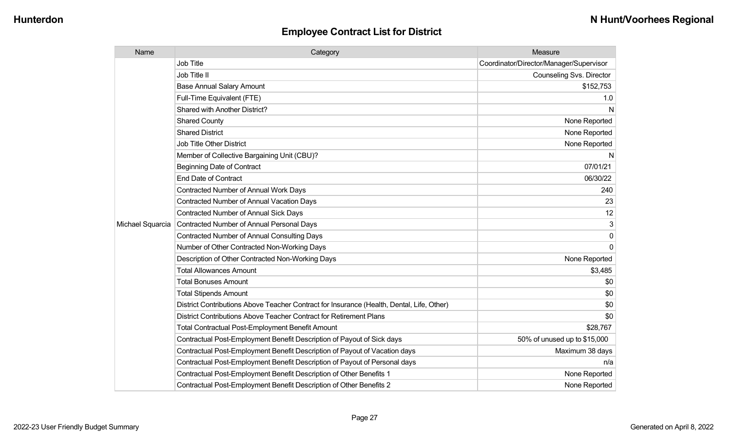## Employee Contract List for District

| Name | Category | Measure |
|---|---|---|
| Michael Squarcia | Job Title | Coordinator/Director/Manager/Supervisor |
| | Job Title II | Counseling Svs. Director |
| | Base Annual Salary Amount | $152,753 |
| | Full-Time Equivalent (FTE) | 1.0 |
| | Shared with Another District? | N |
| | Shared County | None Reported |
| | Shared District | None Reported |
| | Job Title Other District | None Reported |
| | Member of Collective Bargaining Unit (CBU)? | N |
| | Beginning Date of Contract | 07/01/21 |
| | End Date of Contract | 06/30/22 |
| | Contracted Number of Annual Work Days | 240 |
| | Contracted Number of Annual Vacation Days | 23 |
| | Contracted Number of Annual Sick Days | 12 |
| | Contracted Number of Annual Personal Days | 3 |
| | Contracted Number of Annual Consulting Days | 0 |
| | Number of Other Contracted Non-Working Days | 0 |
| | Description of Other Contracted Non-Working Days | None Reported |
| | Total Allowances Amount | $3,485 |
| | Total Bonuses Amount | $0 |
| | Total Stipends Amount | $0 |
| | District Contributions Above Teacher Contract for Insurance (Health, Dental, Life, Other) | $0 |
| | District Contributions Above Teacher Contract for Retirement Plans | $0 |
| | Total Contractual Post-Employment Benefit Amount | $28,767 |
| | Contractual Post-Employment Benefit Description of Payout of Sick days | 50% of unused up to $15,000 |
| | Contractual Post-Employment Benefit Description of Payout of Vacation days | Maximum 38 days |
| | Contractual Post-Employment Benefit Description of Payout of Personal days | n/a |
| | Contractual Post-Employment Benefit Description of Other Benefits 1 | None Reported |
| | Contractual Post-Employment Benefit Description of Other Benefits 2 | None Reported |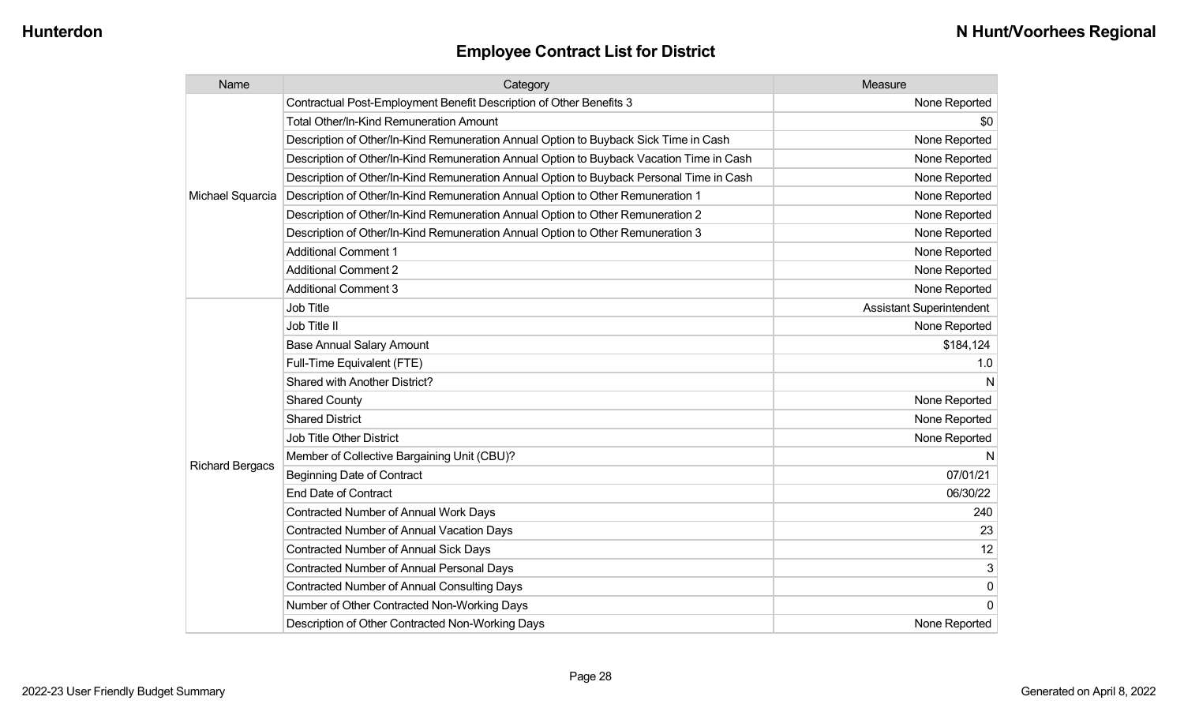## Employee Contract List for District

| Name | Category | Measure |
| --- | --- | --- |
| Michael Squarcia | Contractual Post-Employment Benefit Description of Other Benefits 3 | None Reported |
| | Total Other/In-Kind Remuneration Amount | $0 |
| | Description of Other/In-Kind Remuneration Annual Option to Buyback Sick Time in Cash | None Reported |
| | Description of Other/In-Kind Remuneration Annual Option to Buyback Vacation Time in Cash | None Reported |
| | Description of Other/In-Kind Remuneration Annual Option to Buyback Personal Time in Cash | None Reported |
| | Description of Other/In-Kind Remuneration Annual Option to Other Remuneration 1 | None Reported |
| | Description of Other/In-Kind Remuneration Annual Option to Other Remuneration 2 | None Reported |
| | Description of Other/In-Kind Remuneration Annual Option to Other Remuneration 3 | None Reported |
| | Additional Comment 1 | None Reported |
| | Additional Comment 2 | None Reported |
| | Additional Comment 3 | None Reported |
| Richard Bergacs | Job Title | Assistant Superintendent |
| | Job Title II | None Reported |
| | Base Annual Salary Amount | $184,124 |
| | Full-Time Equivalent (FTE) | 1.0 |
| | Shared with Another District? | N |
| | Shared County | None Reported |
| | Shared District | None Reported |
| | Job Title Other District | None Reported |
| | Member of Collective Bargaining Unit (CBU)? | N |
| | Beginning Date of Contract | 07/01/21 |
| | End Date of Contract | 06/30/22 |
| | Contracted Number of Annual Work Days | 240 |
| | Contracted Number of Annual Vacation Days | 23 |
| | Contracted Number of Annual Sick Days | 12 |
| | Contracted Number of Annual Personal Days | 3 |
| | Contracted Number of Annual Consulting Days | 0 |
| | Number of Other Contracted Non-Working Days | 0 |
| | Description of Other Contracted Non-Working Days | None Reported |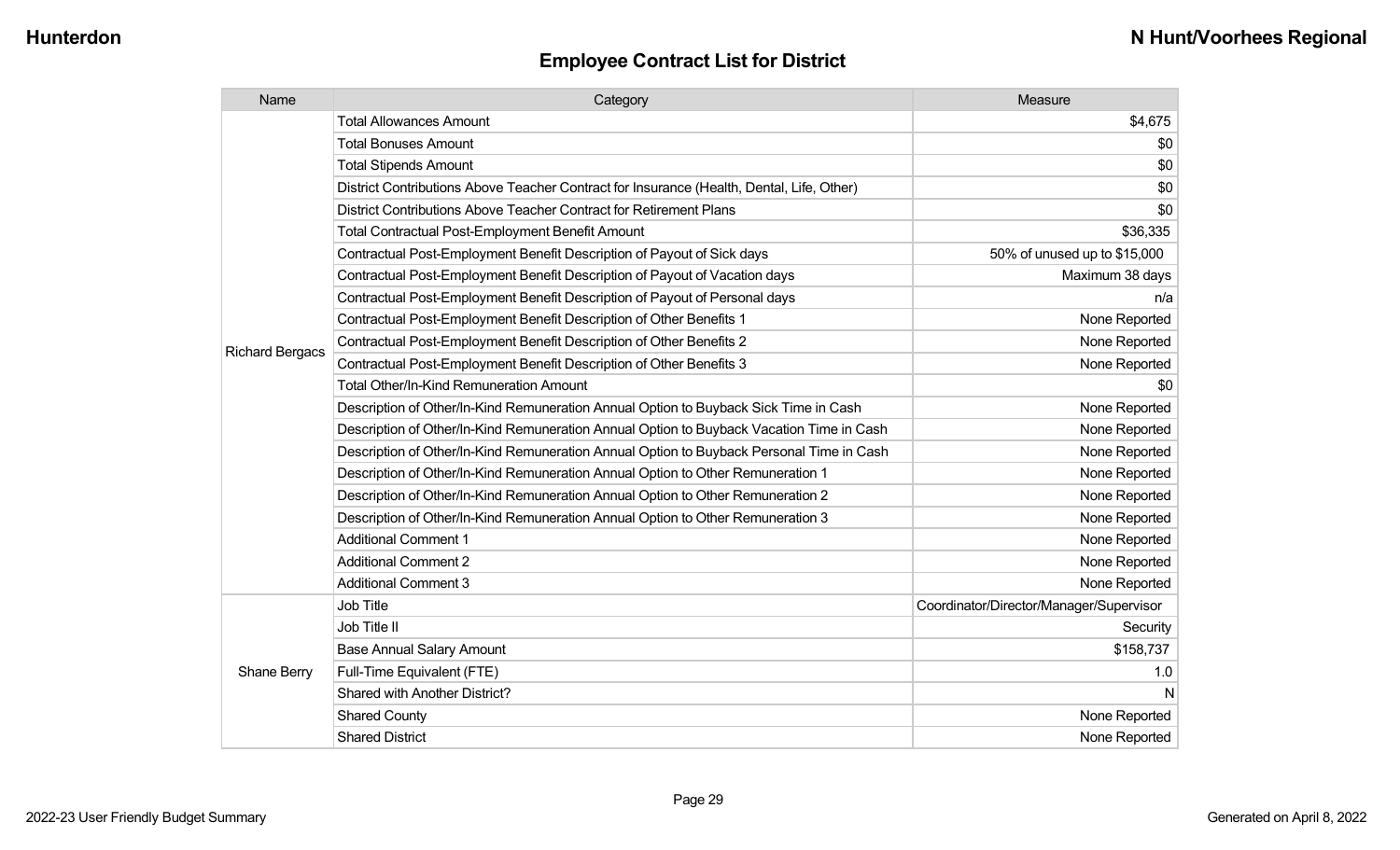## Employee Contract List for District

| Name | Category | Measure |
|---|---|---|
| Richard Bergacs | Total Allowances Amount | $4,675 |
| | Total Bonuses Amount | $0 |
| | Total Stipends Amount | $0 |
| | District Contributions Above Teacher Contract for Insurance (Health, Dental, Life, Other) | $0 |
| | District Contributions Above Teacher Contract for Retirement Plans | $0 |
| | Total Contractual Post-Employment Benefit Amount | $36,335 |
| | Contractual Post-Employment Benefit Description of Payout of Sick days | 50% of unused up to $15,000 |
| | Contractual Post-Employment Benefit Description of Payout of Vacation days | Maximum 38 days |
| | Contractual Post-Employment Benefit Description of Payout of Personal days | n/a |
| | Contractual Post-Employment Benefit Description of Other Benefits 1 | None Reported |
| | Contractual Post-Employment Benefit Description of Other Benefits 2 | None Reported |
| | Contractual Post-Employment Benefit Description of Other Benefits 3 | None Reported |
| | Total Other/In-Kind Remuneration Amount | $0 |
| | Description of Other/In-Kind Remuneration Annual Option to Buyback Sick Time in Cash | None Reported |
| | Description of Other/In-Kind Remuneration Annual Option to Buyback Vacation Time in Cash | None Reported |
| | Description of Other/In-Kind Remuneration Annual Option to Buyback Personal Time in Cash | None Reported |
| | Description of Other/In-Kind Remuneration Annual Option to Other Remuneration 1 | None Reported |
| | Description of Other/In-Kind Remuneration Annual Option to Other Remuneration 2 | None Reported |
| | Description of Other/In-Kind Remuneration Annual Option to Other Remuneration 3 | None Reported |
| | Additional Comment 1 | None Reported |
| | Additional Comment 2 | None Reported |
| | Additional Comment 3 | None Reported |
| Shane Berry | Job Title | Coordinator/Director/Manager/Supervisor |
| | Job Title II | Security |
| | Base Annual Salary Amount | $158,737 |
| | Full-Time Equivalent (FTE) | 1.0 |
| | Shared with Another District? | N |
| | Shared County | None Reported |
| | Shared District | None Reported |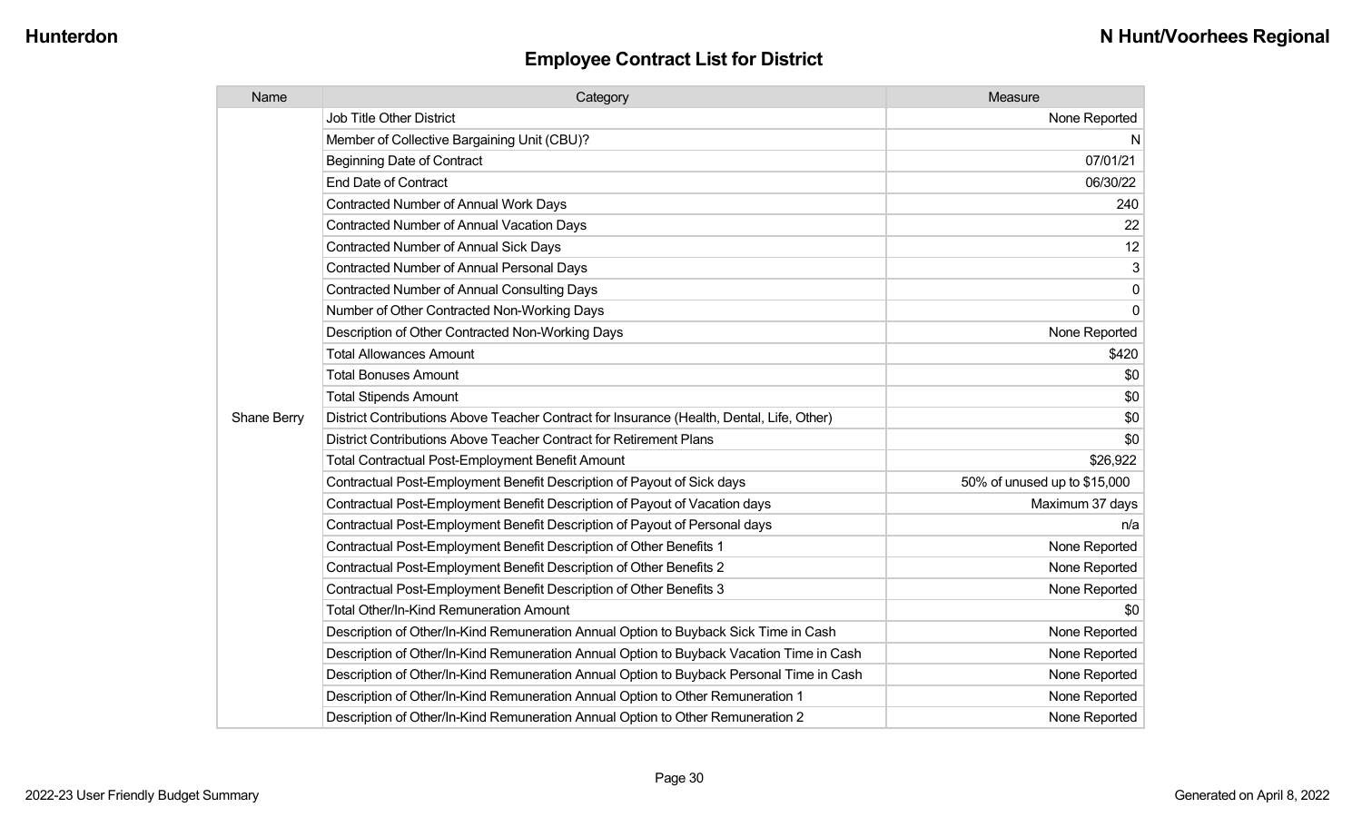## Employee Contract List for District

| Name | Category | Measure |
|---|---|---|
| Shane Berry | Job Title Other District | None Reported |
| | Member of Collective Bargaining Unit (CBU)? | N |
| | Beginning Date of Contract | 07/01/21 |
| | End Date of Contract | 06/30/22 |
| | Contracted Number of Annual Work Days | 240 |
| | Contracted Number of Annual Vacation Days | 22 |
| | Contracted Number of Annual Sick Days | 12 |
| | Contracted Number of Annual Personal Days | 3 |
| | Contracted Number of Annual Consulting Days | 0 |
| | Number of Other Contracted Non-Working Days | 0 |
| | Description of Other Contracted Non-Working Days | None Reported |
| | Total Allowances Amount | $420 |
| | Total Bonuses Amount | $0 |
| | Total Stipends Amount | $0 |
| | District Contributions Above Teacher Contract for Insurance (Health, Dental, Life, Other) | $0 |
| | District Contributions Above Teacher Contract for Retirement Plans | $0 |
| | Total Contractual Post-Employment Benefit Amount | $26,922 |
| | Contractual Post-Employment Benefit Description of Payout of Sick days | 50% of unused up to $15,000 |
| | Contractual Post-Employment Benefit Description of Payout of Vacation days | Maximum 37 days |
| | Contractual Post-Employment Benefit Description of Payout of Personal days | n/a |
| | Contractual Post-Employment Benefit Description of Other Benefits 1 | None Reported |
| | Contractual Post-Employment Benefit Description of Other Benefits 2 | None Reported |
| | Contractual Post-Employment Benefit Description of Other Benefits 3 | None Reported |
| | Total Other/In-Kind Remuneration Amount | $0 |
| | Description of Other/In-Kind Remuneration Annual Option to Buyback Sick Time in Cash | None Reported |
| | Description of Other/In-Kind Remuneration Annual Option to Buyback Vacation Time in Cash | None Reported |
| | Description of Other/In-Kind Remuneration Annual Option to Buyback Personal Time in Cash | None Reported |
| | Description of Other/In-Kind Remuneration Annual Option to Other Remuneration 1 | None Reported |
| | Description of Other/In-Kind Remuneration Annual Option to Other Remuneration 2 | None Reported |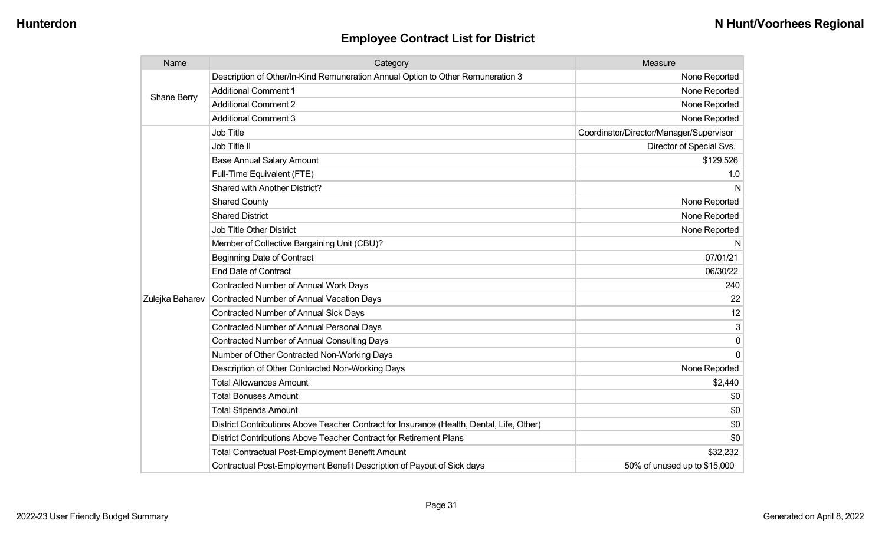## Employee Contract List for District

| Name | Category | Measure |
|---|---|---|
| Shane Berry | Description of Other/In-Kind Remuneration Annual Option to Other Remuneration 3 | None Reported |
| | Additional Comment 1 | None Reported |
| | Additional Comment 2 | None Reported |
| | Additional Comment 3 | None Reported |
| Zulejka Baharev | Job Title | Coordinator/Director/Manager/Supervisor |
| | Job Title II | Director of Special Svs. |
| | Base Annual Salary Amount | $129,526 |
| | Full-Time Equivalent (FTE) | 1.0 |
| | Shared with Another District? | N |
| | Shared County | None Reported |
| | Shared District | None Reported |
| | Job Title Other District | None Reported |
| | Member of Collective Bargaining Unit (CBU)? | N |
| | Beginning Date of Contract | 07/01/21 |
| | End Date of Contract | 06/30/22 |
| | Contracted Number of Annual Work Days | 240 |
| | Contracted Number of Annual Vacation Days | 22 |
| | Contracted Number of Annual Sick Days | 12 |
| | Contracted Number of Annual Personal Days | 3 |
| | Contracted Number of Annual Consulting Days | 0 |
| | Number of Other Contracted Non-Working Days | 0 |
| | Description of Other Contracted Non-Working Days | None Reported |
| | Total Allowances Amount | $2,440 |
| | Total Bonuses Amount | $0 |
| | Total Stipends Amount | $0 |
| | District Contributions Above Teacher Contract for Insurance (Health, Dental, Life, Other) | $0 |
| | District Contributions Above Teacher Contract for Retirement Plans | $0 |
| | Total Contractual Post-Employment Benefit Amount | $32,232 |
| | Contractual Post-Employment Benefit Description of Payout of Sick days | 50% of unused up to $15,000 |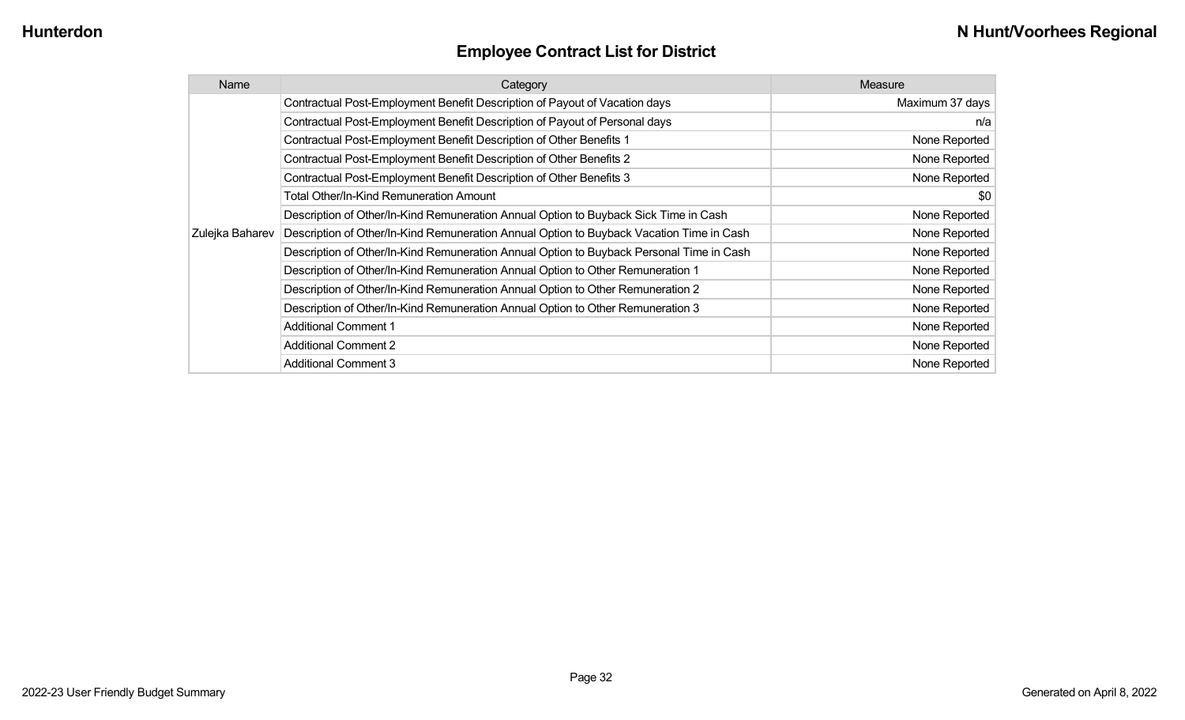## Employee Contract List for District

| Name | Category | Measure |
|---|---|---|
| Zulejka Baharev | Contractual Post-Employment Benefit Description of Payout of Vacation days | Maximum 37 days |
| | Contractual Post-Employment Benefit Description of Payout of Personal days | n/a |
| | Contractual Post-Employment Benefit Description of Other Benefits 1 | None Reported |
| | Contractual Post-Employment Benefit Description of Other Benefits 2 | None Reported |
| | Contractual Post-Employment Benefit Description of Other Benefits 3 | None Reported |
| | Total Other/In-Kind Remuneration Amount | $0 |
| | Description of Other/In-Kind Remuneration Annual Option to Buyback Sick Time in Cash | None Reported |
| | Description of Other/In-Kind Remuneration Annual Option to Buyback Vacation Time in Cash | None Reported |
| | Description of Other/In-Kind Remuneration Annual Option to Buyback Personal Time in Cash | None Reported |
| | Description of Other/In-Kind Remuneration Annual Option to Other Remuneration 1 | None Reported |
| | Description of Other/In-Kind Remuneration Annual Option to Other Remuneration 2 | None Reported |
| | Description of Other/In-Kind Remuneration Annual Option to Other Remuneration 3 | None Reported |
| | Additional Comment 1 | None Reported |
| | Additional Comment 2 | None Reported |
| | Additional Comment 3 | None Reported |